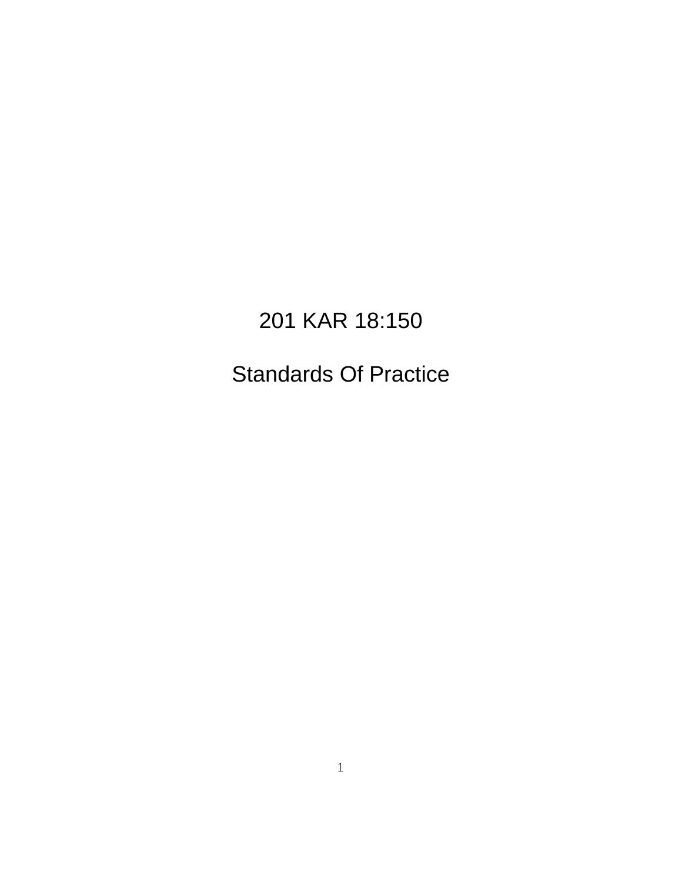# 201 KAR 18:150

## Standards Of Practice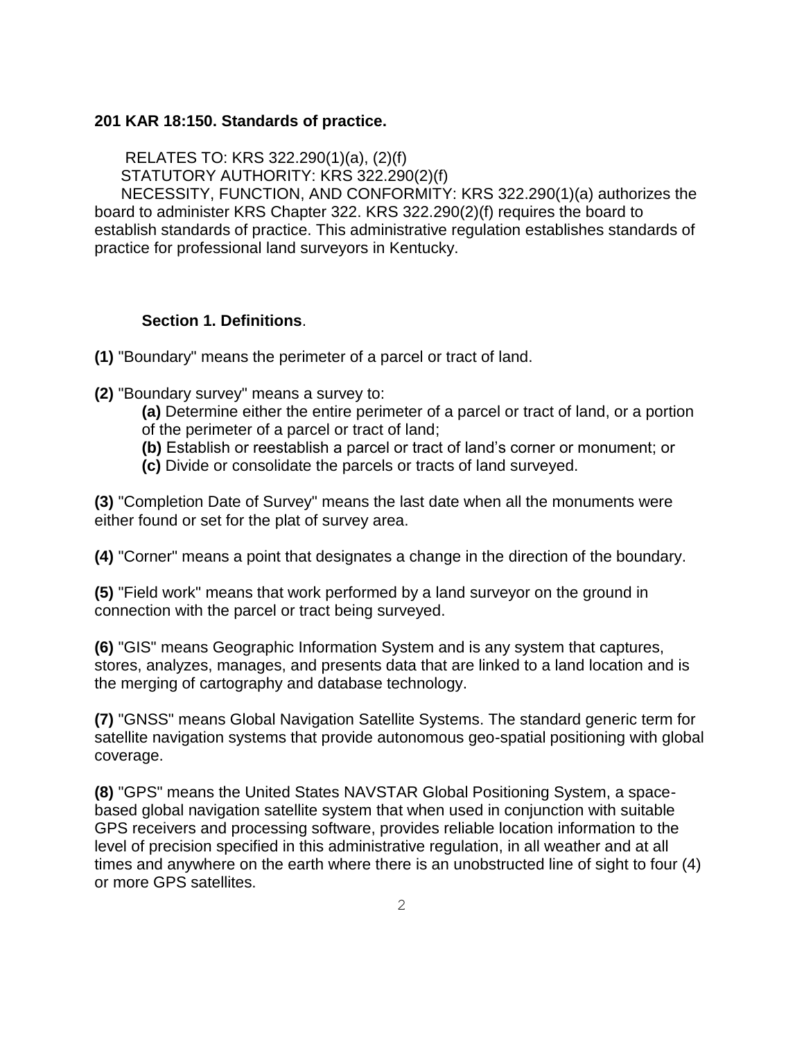**201 KAR 18:150. Standards of practice.**

RELATES TO: KRS 322.290(1)(a), (2)(f)
STATUTORY AUTHORITY: KRS 322.290(2)(f)
NECESSITY, FUNCTION, AND CONFORMITY: KRS 322.290(1)(a) authorizes the board to administer KRS Chapter 322. KRS 322.290(2)(f) requires the board to establish standards of practice. This administrative regulation establishes standards of practice for professional land surveyors in Kentucky.

**Section 1. Definitions**.

**(1)** "Boundary" means the perimeter of a parcel or tract of land.

**(2)** "Boundary survey" means a survey to:

**(a)** Determine either the entire perimeter of a parcel or tract of land, or a portion of the perimeter of a parcel or tract of land;
**(b)** Establish or reestablish a parcel or tract of land's corner or monument; or
**(c)** Divide or consolidate the parcels or tracts of land surveyed.

**(3)** "Completion Date of Survey" means the last date when all the monuments were either found or set for the plat of survey area.

**(4)** "Corner" means a point that designates a change in the direction of the boundary.

**(5)** "Field work" means that work performed by a land surveyor on the ground in connection with the parcel or tract being surveyed.

**(6)** "GIS" means Geographic Information System and is any system that captures, stores, analyzes, manages, and presents data that are linked to a land location and is the merging of cartography and database technology.

**(7)** "GNSS" means Global Navigation Satellite Systems. The standard generic term for satellite navigation systems that provide autonomous geo-spatial positioning with global coverage.

**(8)** "GPS" means the United States NAVSTAR Global Positioning System, a space-based global navigation satellite system that when used in conjunction with suitable GPS receivers and processing software, provides reliable location information to the level of precision specified in this administrative regulation, in all weather and at all times and anywhere on the earth where there is an unobstructed line of sight to four (4) or more GPS satellites.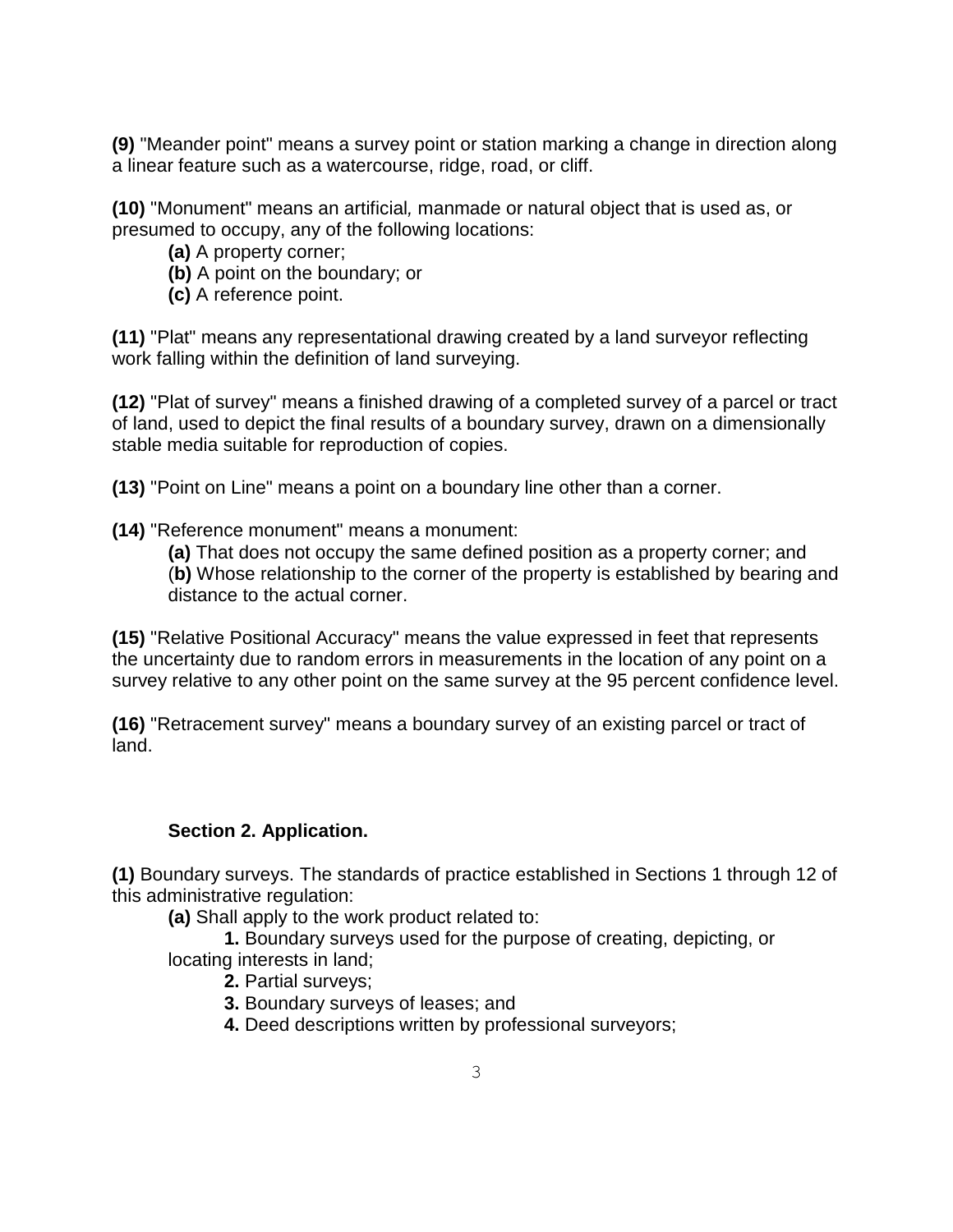**(9)** "Meander point" means a survey point or station marking a change in direction along a linear feature such as a watercourse, ridge, road, or cliff.

**(10)** "Monument" means an artificial*,* manmade or natural object that is used as, or presumed to occupy, any of the following locations:

**(a)** A property corner;
**(b)** A point on the boundary; or
**(c)** A reference point.

**(11)** "Plat" means any representational drawing created by a land surveyor reflecting work falling within the definition of land surveying.

**(12)** "Plat of survey" means a finished drawing of a completed survey of a parcel or tract of land, used to depict the final results of a boundary survey, drawn on a dimensionally stable media suitable for reproduction of copies.

**(13)** "Point on Line" means a point on a boundary line other than a corner.

**(14)** "Reference monument" means a monument:

**(a)** That does not occupy the same defined position as a property corner; and
(**b)** Whose relationship to the corner of the property is established by bearing and distance to the actual corner.

**(15)** "Relative Positional Accuracy" means the value expressed in feet that represents the uncertainty due to random errors in measurements in the location of any point on a survey relative to any other point on the same survey at the 95 percent confidence level.

**(16)** "Retracement survey" means a boundary survey of an existing parcel or tract of land.

**Section 2. Application.**

**(1)** Boundary surveys. The standards of practice established in Sections 1 through 12 of this administrative regulation:

**(a)** Shall apply to the work product related to:

**1.** Boundary surveys used for the purpose of creating, depicting, or locating interests in land;
**2.** Partial surveys;
**3.** Boundary surveys of leases; and
**4.** Deed descriptions written by professional surveyors;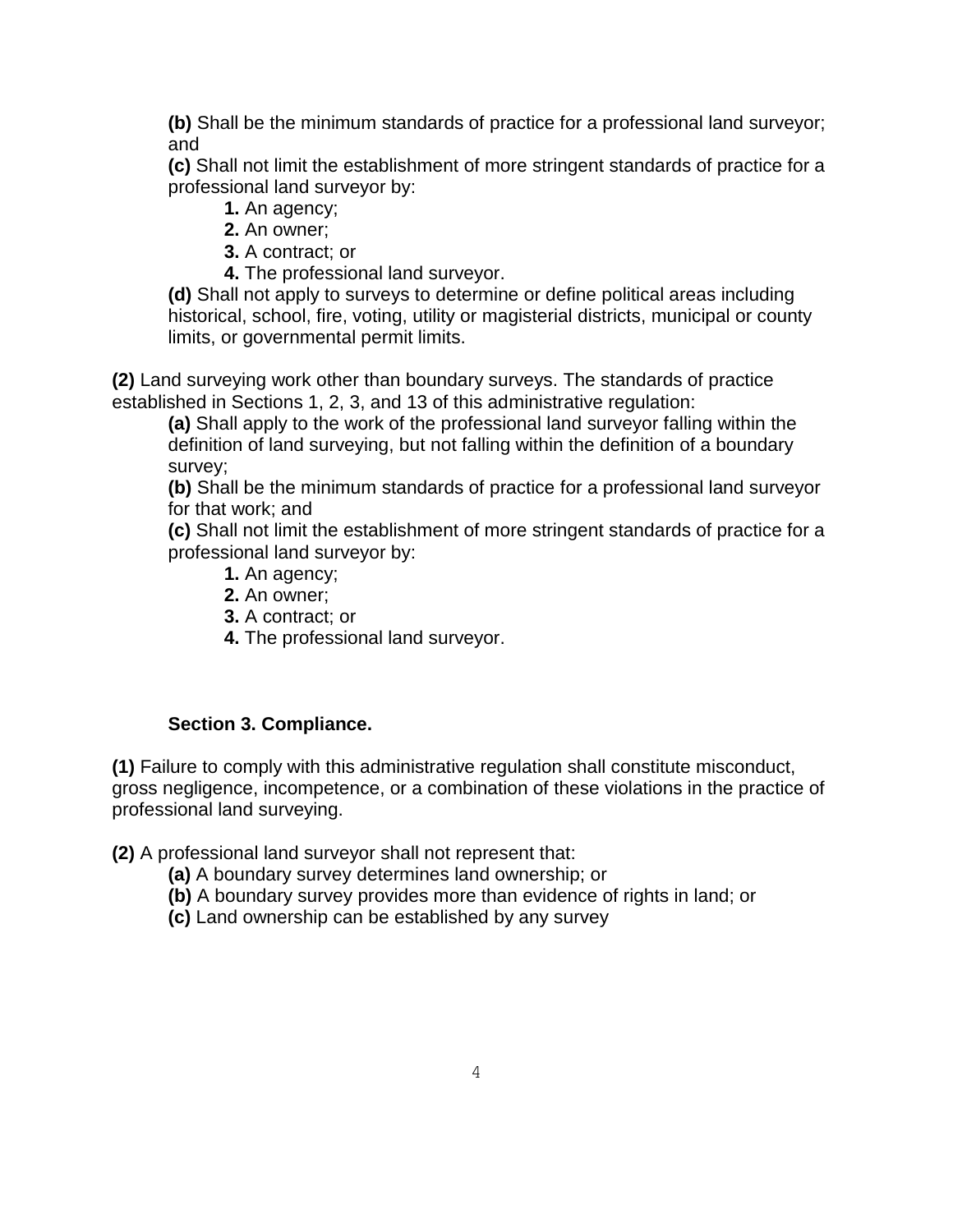**(b)** Shall be the minimum standards of practice for a professional land surveyor; and

**(c)** Shall not limit the establishment of more stringent standards of practice for a professional land surveyor by:

   **1.** An agency;
   **2.** An owner;
   **3.** A contract; or
   **4.** The professional land surveyor.

**(d)** Shall not apply to surveys to determine or define political areas including historical, school, fire, voting, utility or magisterial districts, municipal or county limits, or governmental permit limits.

**(2)** Land surveying work other than boundary surveys. The standards of practice established in Sections 1, 2, 3, and 13 of this administrative regulation:

**(a)** Shall apply to the work of the professional land surveyor falling within the definition of land surveying, but not falling within the definition of a boundary survey;

**(b)** Shall be the minimum standards of practice for a professional land surveyor for that work; and

**(c)** Shall not limit the establishment of more stringent standards of practice for a professional land surveyor by:

   **1.** An agency;
   **2.** An owner;
   **3.** A contract; or
   **4.** The professional land surveyor.

**Section 3. Compliance.**

**(1)** Failure to comply with this administrative regulation shall constitute misconduct, gross negligence, incompetence, or a combination of these violations in the practice of professional land surveying.

**(2)** A professional land surveyor shall not represent that:

**(a)** A boundary survey determines land ownership; or

**(b)** A boundary survey provides more than evidence of rights in land; or

**(c)** Land ownership can be established by any survey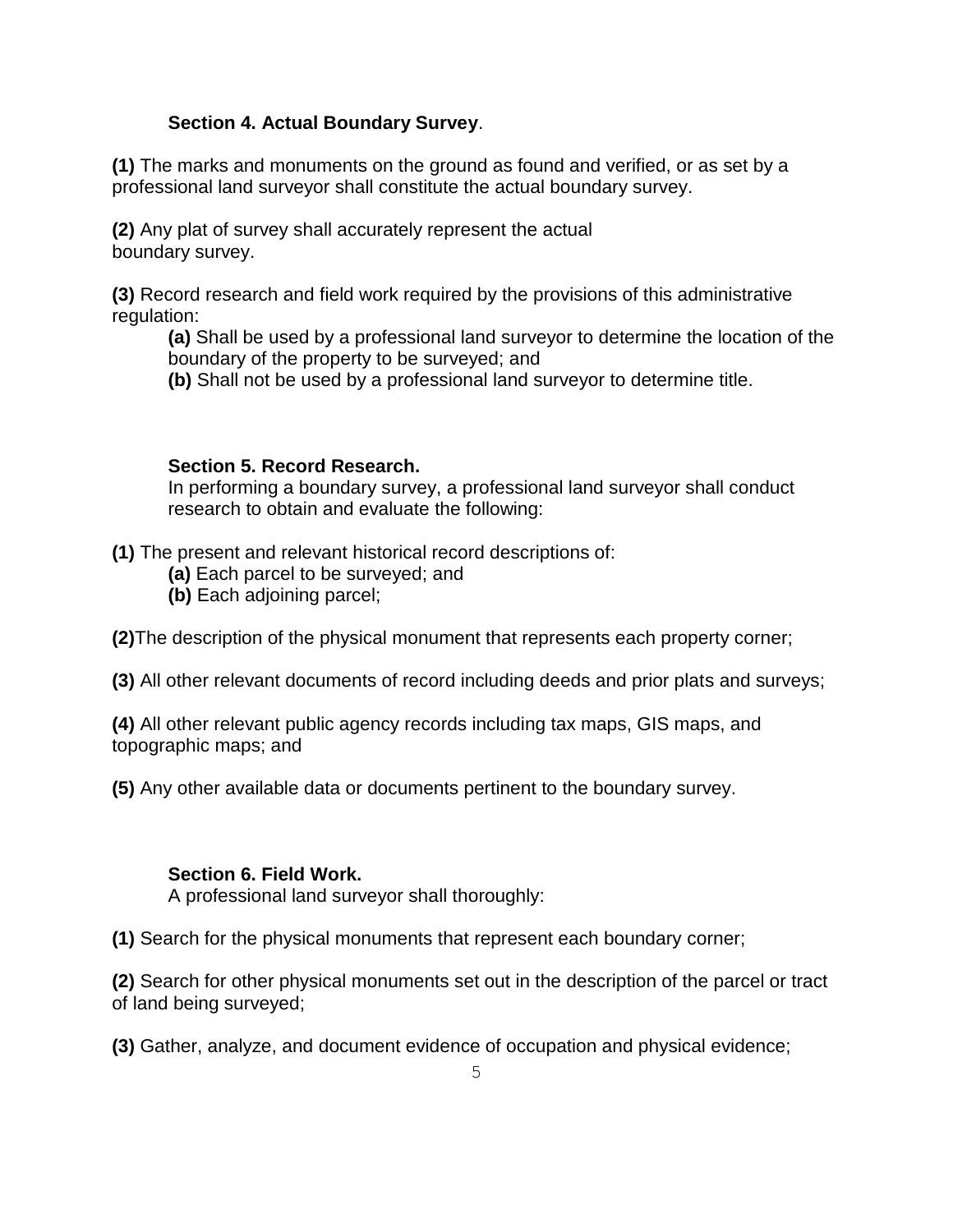**Section 4. Actual Boundary Survey**.

**(1)** The marks and monuments on the ground as found and verified, or as set by a professional land surveyor shall constitute the actual boundary survey.

**(2)** Any plat of survey shall accurately represent the actual boundary survey.

**(3)** Record research and field work required by the provisions of this administrative regulation:

**(a)** Shall be used by a professional land surveyor to determine the location of the boundary of the property to be surveyed; and

**(b)** Shall not be used by a professional land surveyor to determine title.

**Section 5. Record Research.**

In performing a boundary survey, a professional land surveyor shall conduct research to obtain and evaluate the following:

**(1)** The present and relevant historical record descriptions of:

**(a)** Each parcel to be surveyed; and

**(b)** Each adjoining parcel;

**(2)**The description of the physical monument that represents each property corner;

**(3)** All other relevant documents of record including deeds and prior plats and surveys;

**(4)** All other relevant public agency records including tax maps, GIS maps, and topographic maps; and

**(5)** Any other available data or documents pertinent to the boundary survey.

**Section 6. Field Work.**

A professional land surveyor shall thoroughly:

**(1)** Search for the physical monuments that represent each boundary corner;

**(2)** Search for other physical monuments set out in the description of the parcel or tract of land being surveyed;

**(3)** Gather, analyze, and document evidence of occupation and physical evidence;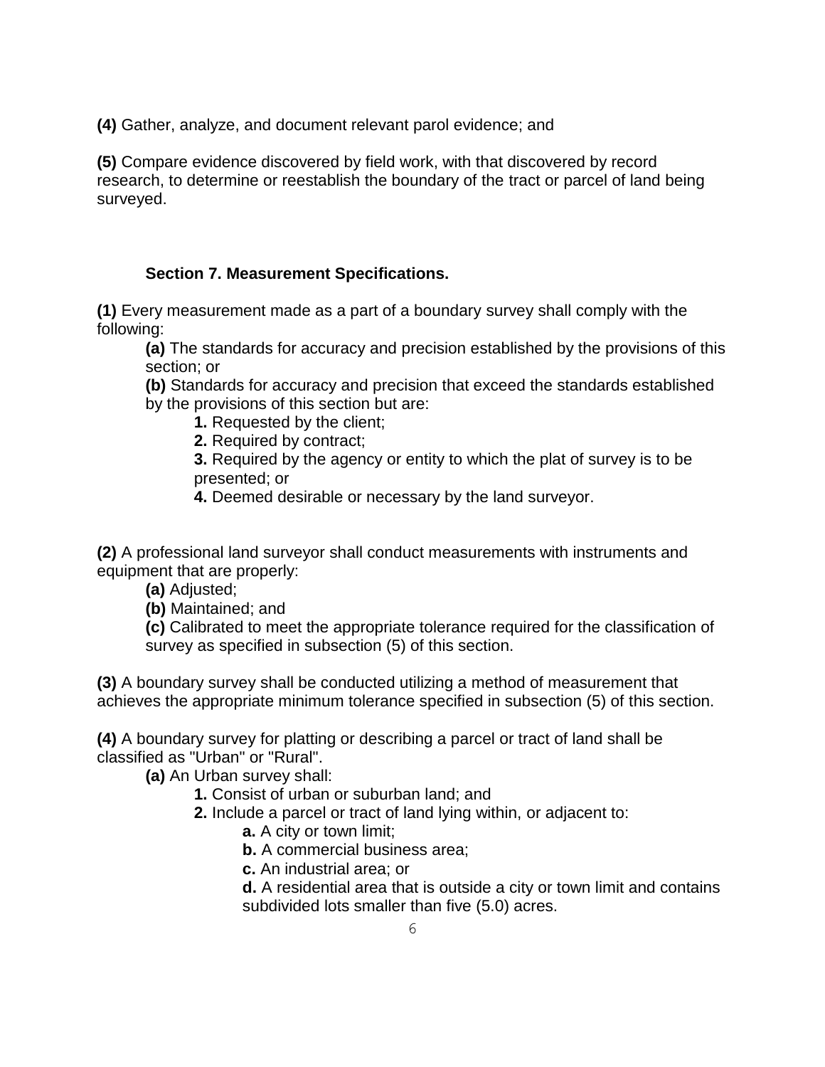**(4)** Gather, analyze, and document relevant parol evidence; and

**(5)** Compare evidence discovered by field work, with that discovered by record research, to determine or reestablish the boundary of the tract or parcel of land being surveyed.

### Section 7. Measurement Specifications.

**(1)** Every measurement made as a part of a boundary survey shall comply with the following:

- **(a)** The standards for accuracy and precision established by the provisions of this section; or
- **(b)** Standards for accuracy and precision that exceed the standards established by the provisions of this section but are:
  - **1.** Requested by the client;
  - **2.** Required by contract;
  - **3.** Required by the agency or entity to which the plat of survey is to be presented; or
  - **4.** Deemed desirable or necessary by the land surveyor.

**(2)** A professional land surveyor shall conduct measurements with instruments and equipment that are properly:

- **(a)** Adjusted;
- **(b)** Maintained; and
- **(c)** Calibrated to meet the appropriate tolerance required for the classification of survey as specified in subsection (5) of this section.

**(3)** A boundary survey shall be conducted utilizing a method of measurement that achieves the appropriate minimum tolerance specified in subsection (5) of this section.

**(4)** A boundary survey for platting or describing a parcel or tract of land shall be classified as "Urban" or "Rural".

- **(a)** An Urban survey shall:
  - **1.** Consist of urban or suburban land; and
  - **2.** Include a parcel or tract of land lying within, or adjacent to:
    - **a.** A city or town limit;
    - **b.** A commercial business area;
    - **c.** An industrial area; or
    - **d.** A residential area that is outside a city or town limit and contains subdivided lots smaller than five (5.0) acres.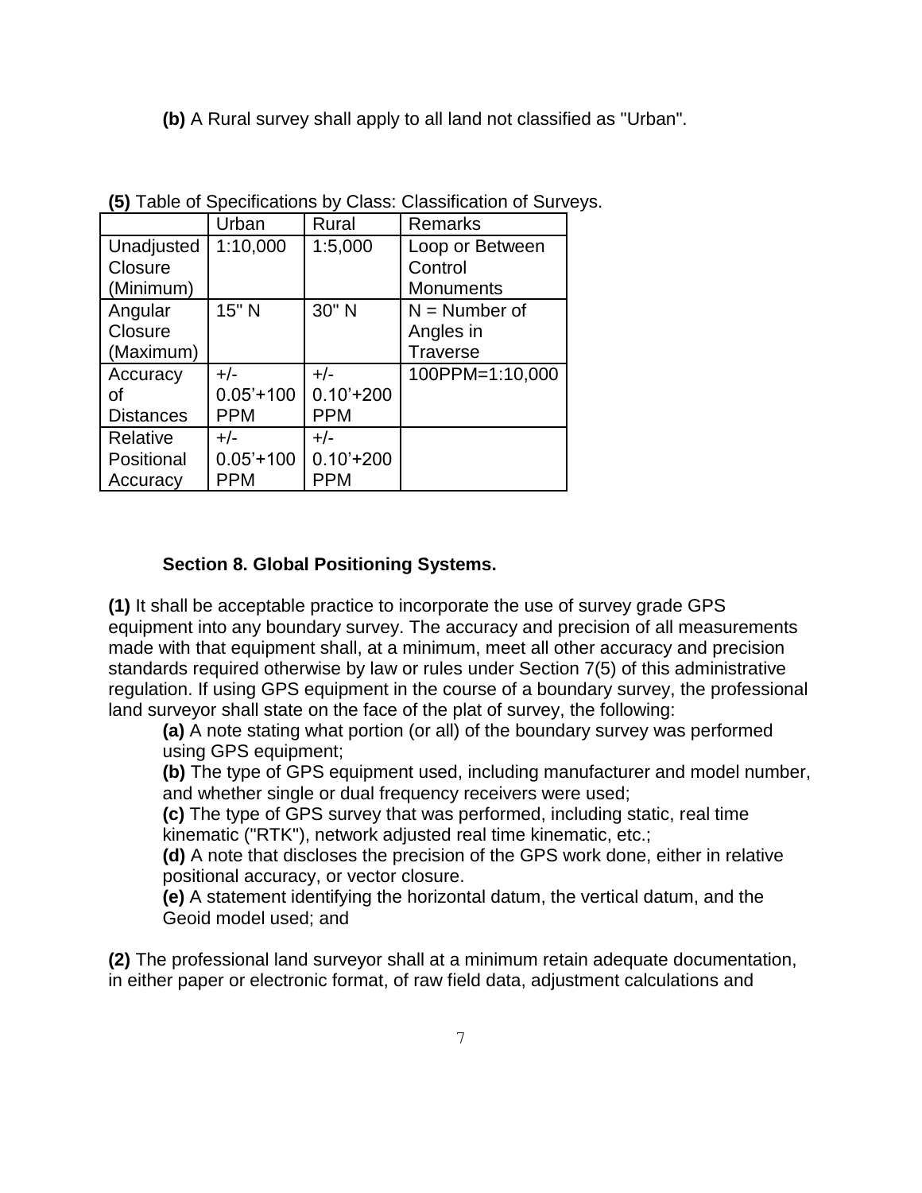**(b)** A Rural survey shall apply to all land not classified as "Urban".

**(5)** Table of Specifications by Class: Classification of Surveys.

| | Urban | Rural | Remarks |
|---|---|---|---|
| Unadjusted Closure (Minimum) | 1:10,000 | 1:5,000 | Loop or Between Control Monuments |
| Angular Closure (Maximum) | 15" N | 30" N | N = Number of Angles in Traverse |
| Accuracy of Distances | +/- 0.05'+100 PPM | +/- 0.10'+200 PPM | 100PPM=1:10,000 |
| Relative Positional Accuracy | +/- 0.05'+100 PPM | +/- 0.10'+200 PPM | |

## Section 8. Global Positioning Systems.

**(1)** It shall be acceptable practice to incorporate the use of survey grade GPS equipment into any boundary survey. The accuracy and precision of all measurements made with that equipment shall, at a minimum, meet all other accuracy and precision standards required otherwise by law or rules under Section 7(5) of this administrative regulation. If using GPS equipment in the course of a boundary survey, the professional land surveyor shall state on the face of the plat of survey, the following:

**(a)** A note stating what portion (or all) of the boundary survey was performed using GPS equipment;

**(b)** The type of GPS equipment used, including manufacturer and model number, and whether single or dual frequency receivers were used;

**(c)** The type of GPS survey that was performed, including static, real time kinematic ("RTK"), network adjusted real time kinematic, etc.;

**(d)** A note that discloses the precision of the GPS work done, either in relative positional accuracy, or vector closure.

**(e)** A statement identifying the horizontal datum, the vertical datum, and the Geoid model used; and

**(2)** The professional land surveyor shall at a minimum retain adequate documentation, in either paper or electronic format, of raw field data, adjustment calculations and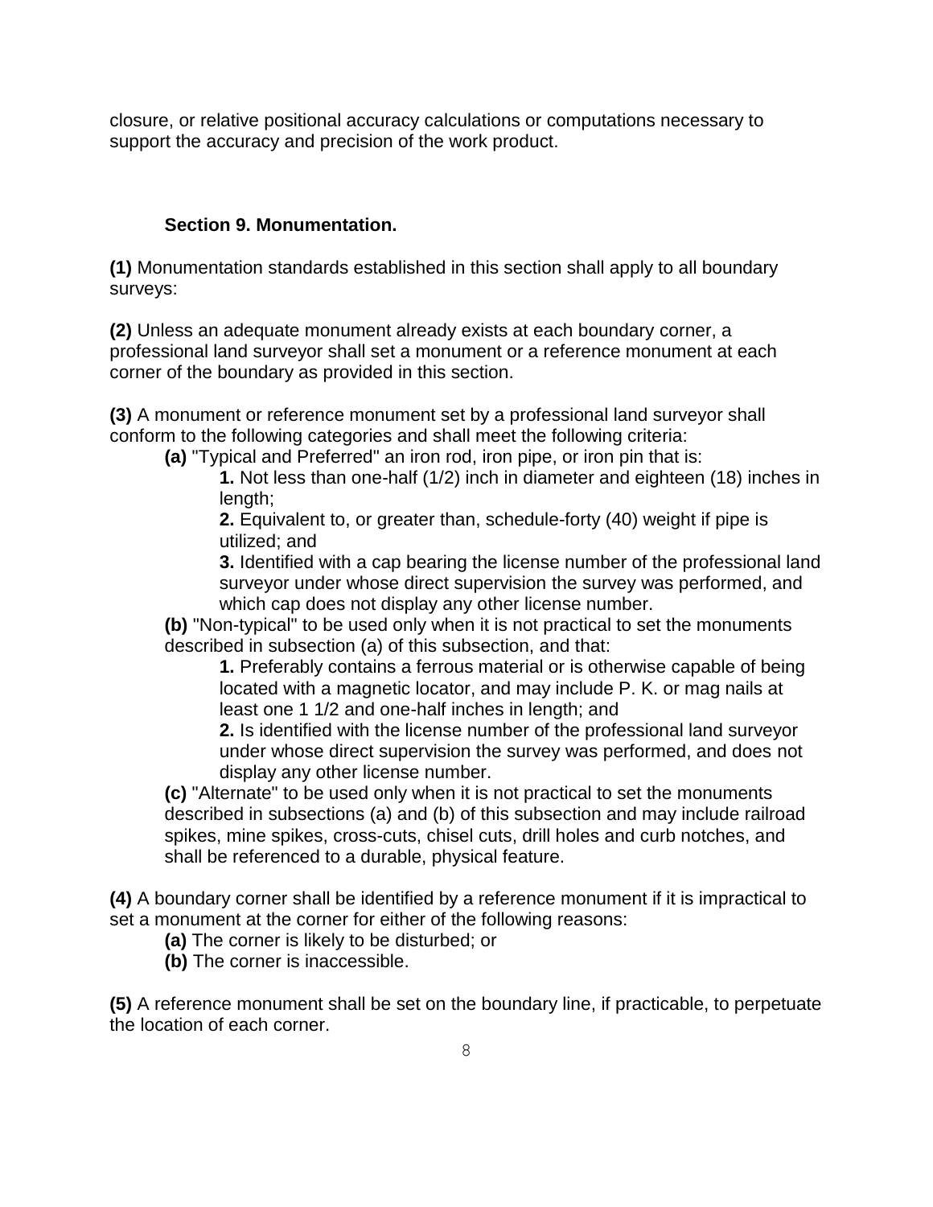closure, or relative positional accuracy calculations or computations necessary to support the accuracy and precision of the work product.

**Section 9. Monumentation.**

**(1)** Monumentation standards established in this section shall apply to all boundary surveys:

**(2)** Unless an adequate monument already exists at each boundary corner, a professional land surveyor shall set a monument or a reference monument at each corner of the boundary as provided in this section.

**(3)** A monument or reference monument set by a professional land surveyor shall conform to the following categories and shall meet the following criteria:

**(a)** "Typical and Preferred" an iron rod, iron pipe, or iron pin that is:

**1.** Not less than one-half (1/2) inch in diameter and eighteen (18) inches in length;

**2.** Equivalent to, or greater than, schedule-forty (40) weight if pipe is utilized; and

**3.** Identified with a cap bearing the license number of the professional land surveyor under whose direct supervision the survey was performed, and which cap does not display any other license number.

**(b)** "Non-typical" to be used only when it is not practical to set the monuments described in subsection (a) of this subsection, and that:

**1.** Preferably contains a ferrous material or is otherwise capable of being located with a magnetic locator, and may include P. K. or mag nails at least one 1 1/2 and one-half inches in length; and

**2.** Is identified with the license number of the professional land surveyor under whose direct supervision the survey was performed, and does not display any other license number.

**(c)** "Alternate" to be used only when it is not practical to set the monuments described in subsections (a) and (b) of this subsection and may include railroad spikes, mine spikes, cross-cuts, chisel cuts, drill holes and curb notches, and shall be referenced to a durable, physical feature.

**(4)** A boundary corner shall be identified by a reference monument if it is impractical to set a monument at the corner for either of the following reasons:

**(a)** The corner is likely to be disturbed; or

**(b)** The corner is inaccessible.

**(5)** A reference monument shall be set on the boundary line, if practicable, to perpetuate the location of each corner.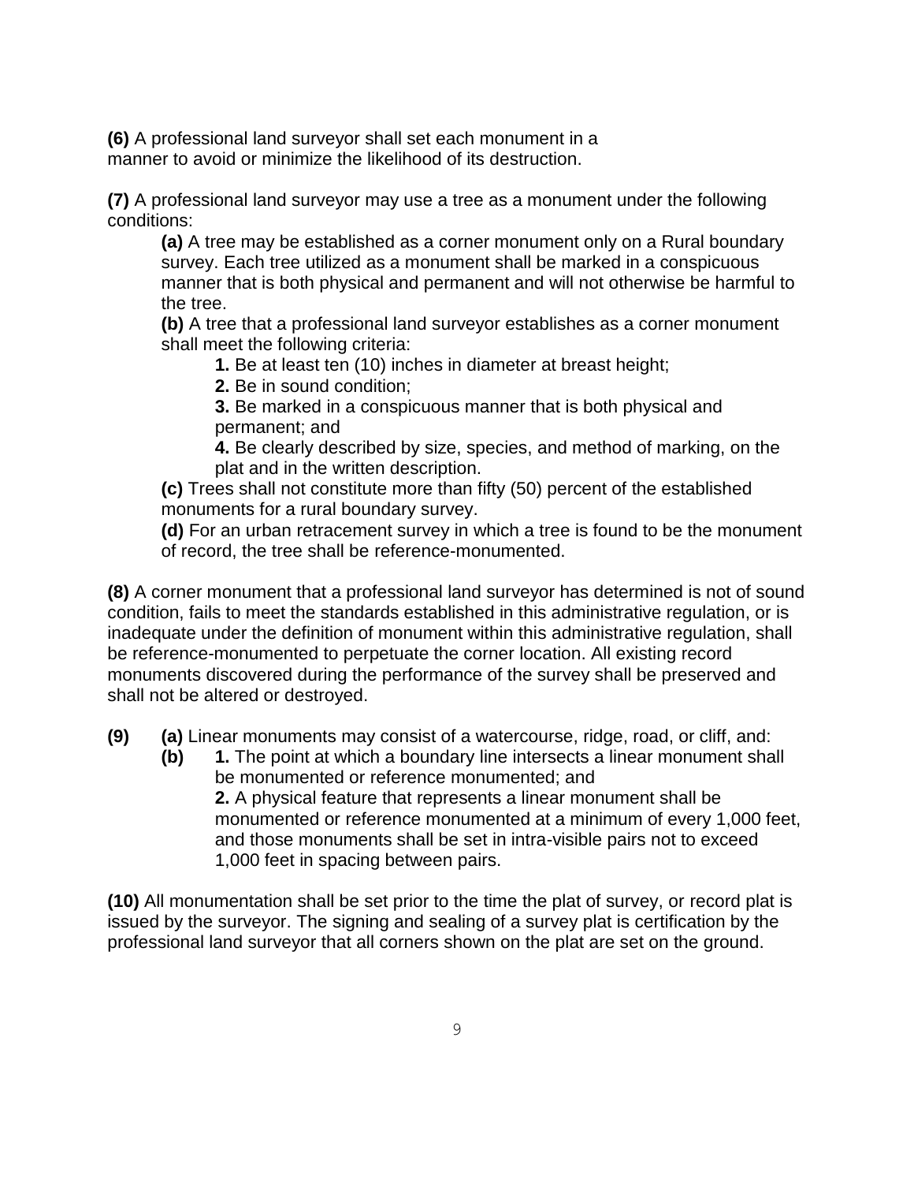**(6)** A professional land surveyor shall set each monument in a manner to avoid or minimize the likelihood of its destruction.

**(7)** A professional land surveyor may use a tree as a monument under the following conditions:

**(a)** A tree may be established as a corner monument only on a Rural boundary survey. Each tree utilized as a monument shall be marked in a conspicuous manner that is both physical and permanent and will not otherwise be harmful to the tree.

**(b)** A tree that a professional land surveyor establishes as a corner monument shall meet the following criteria:

**1.** Be at least ten (10) inches in diameter at breast height;

**2.** Be in sound condition;

**3.** Be marked in a conspicuous manner that is both physical and permanent; and

**4.** Be clearly described by size, species, and method of marking, on the plat and in the written description.

**(c)** Trees shall not constitute more than fifty (50) percent of the established monuments for a rural boundary survey.

**(d)** For an urban retracement survey in which a tree is found to be the monument of record, the tree shall be reference-monumented.

**(8)** A corner monument that a professional land surveyor has determined is not of sound condition, fails to meet the standards established in this administrative regulation, or is inadequate under the definition of monument within this administrative regulation, shall be reference-monumented to perpetuate the corner location. All existing record monuments discovered during the performance of the survey shall be preserved and shall not be altered or destroyed.

**(9)** **(a)** Linear monuments may consist of a watercourse, ridge, road, or cliff, and:

**(b)** **1.** The point at which a boundary line intersects a linear monument shall be monumented or reference monumented; and

**2.** A physical feature that represents a linear monument shall be monumented or reference monumented at a minimum of every 1,000 feet, and those monuments shall be set in intra-visible pairs not to exceed 1,000 feet in spacing between pairs.

**(10)** All monumentation shall be set prior to the time the plat of survey, or record plat is issued by the surveyor. The signing and sealing of a survey plat is certification by the professional land surveyor that all corners shown on the plat are set on the ground.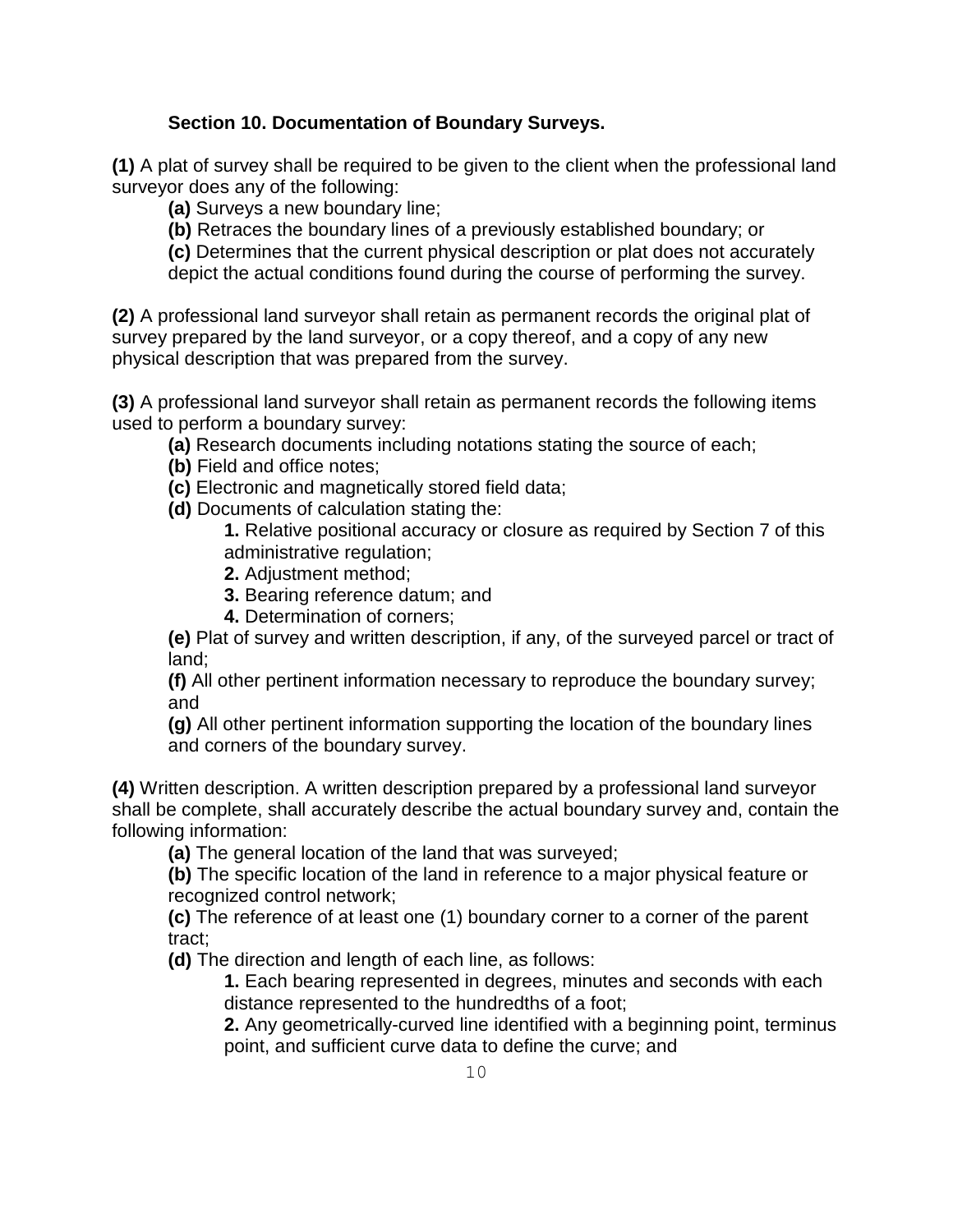**Section 10. Documentation of Boundary Surveys.**

**(1)** A plat of survey shall be required to be given to the client when the professional land surveyor does any of the following:

- **(a)** Surveys a new boundary line;
- **(b)** Retraces the boundary lines of a previously established boundary; or
- **(c)** Determines that the current physical description or plat does not accurately depict the actual conditions found during the course of performing the survey.

**(2)** A professional land surveyor shall retain as permanent records the original plat of survey prepared by the land surveyor, or a copy thereof, and a copy of any new physical description that was prepared from the survey.

**(3)** A professional land surveyor shall retain as permanent records the following items used to perform a boundary survey:

- **(a)** Research documents including notations stating the source of each;
- **(b)** Field and office notes;
- **(c)** Electronic and magnetically stored field data;
- **(d)** Documents of calculation stating the:
  - **1.** Relative positional accuracy or closure as required by Section 7 of this administrative regulation;
  - **2.** Adjustment method;
  - **3.** Bearing reference datum; and
  - **4.** Determination of corners;
- **(e)** Plat of survey and written description, if any, of the surveyed parcel or tract of land;
- **(f)** All other pertinent information necessary to reproduce the boundary survey; and
- **(g)** All other pertinent information supporting the location of the boundary lines and corners of the boundary survey.

**(4)** Written description. A written description prepared by a professional land surveyor shall be complete, shall accurately describe the actual boundary survey and, contain the following information:

- **(a)** The general location of the land that was surveyed;
- **(b)** The specific location of the land in reference to a major physical feature or recognized control network;
- **(c)** The reference of at least one (1) boundary corner to a corner of the parent tract;
- **(d)** The direction and length of each line, as follows:
  - **1.** Each bearing represented in degrees, minutes and seconds with each distance represented to the hundredths of a foot;
  - **2.** Any geometrically-curved line identified with a beginning point, terminus point, and sufficient curve data to define the curve; and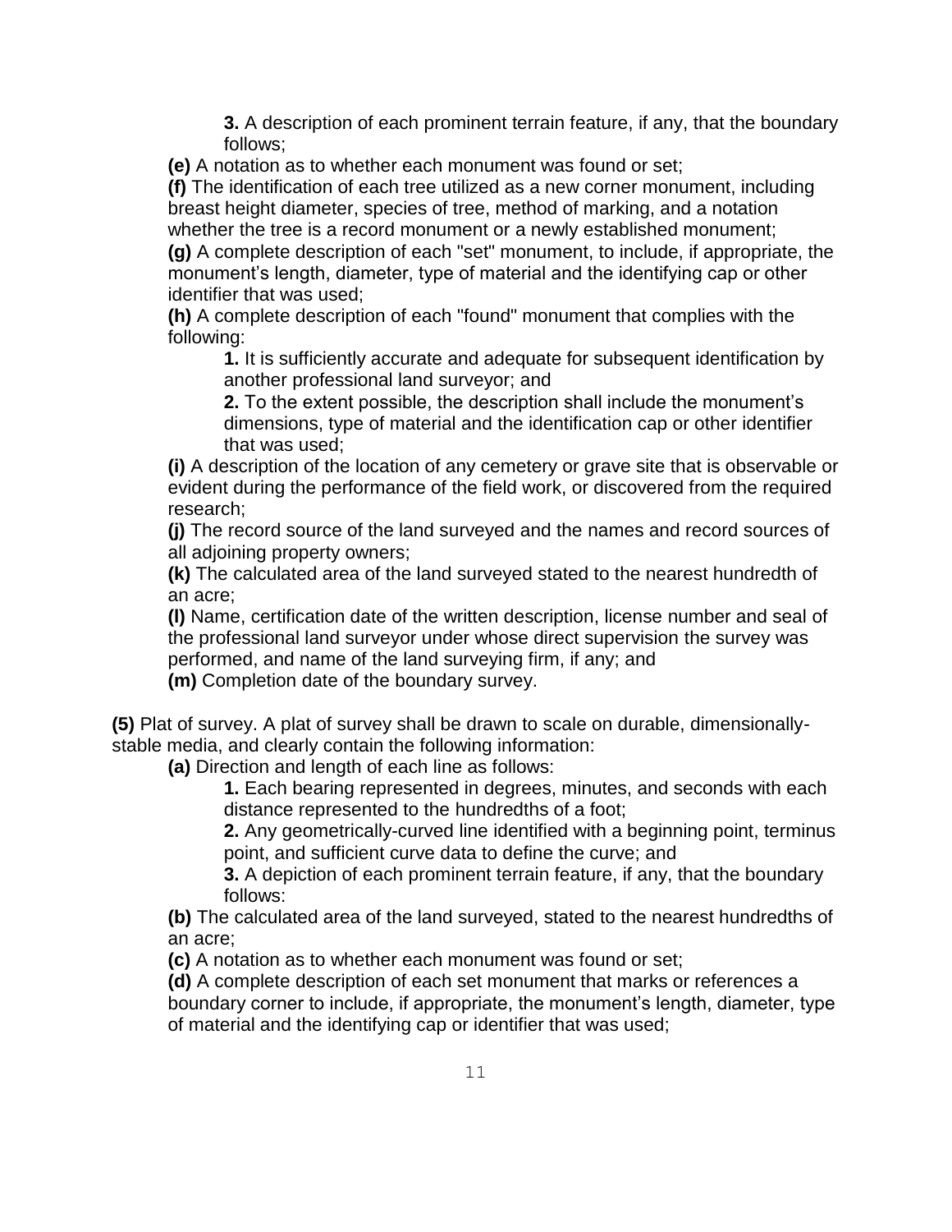**3.** A description of each prominent terrain feature, if any, that the boundary follows;

**(e)** A notation as to whether each monument was found or set;

**(f)** The identification of each tree utilized as a new corner monument, including breast height diameter, species of tree, method of marking, and a notation whether the tree is a record monument or a newly established monument;

**(g)** A complete description of each "set" monument, to include, if appropriate, the monument's length, diameter, type of material and the identifying cap or other identifier that was used;

**(h)** A complete description of each "found" monument that complies with the following:

**1.** It is sufficiently accurate and adequate for subsequent identification by another professional land surveyor; and

**2.** To the extent possible, the description shall include the monument's dimensions, type of material and the identification cap or other identifier that was used;

**(i)** A description of the location of any cemetery or grave site that is observable or evident during the performance of the field work, or discovered from the required research;

**(j)** The record source of the land surveyed and the names and record sources of all adjoining property owners;

**(k)** The calculated area of the land surveyed stated to the nearest hundredth of an acre;

**(l)** Name, certification date of the written description, license number and seal of the professional land surveyor under whose direct supervision the survey was performed, and name of the land surveying firm, if any; and

**(m)** Completion date of the boundary survey.

**(5)** Plat of survey. A plat of survey shall be drawn to scale on durable, dimensionally-stable media, and clearly contain the following information:

**(a)** Direction and length of each line as follows:

**1.** Each bearing represented in degrees, minutes, and seconds with each distance represented to the hundredths of a foot;

**2.** Any geometrically-curved line identified with a beginning point, terminus point, and sufficient curve data to define the curve; and

**3.** A depiction of each prominent terrain feature, if any, that the boundary follows:

**(b)** The calculated area of the land surveyed, stated to the nearest hundredths of an acre;

**(c)** A notation as to whether each monument was found or set;

**(d)** A complete description of each set monument that marks or references a boundary corner to include, if appropriate, the monument's length, diameter, type of material and the identifying cap or identifier that was used;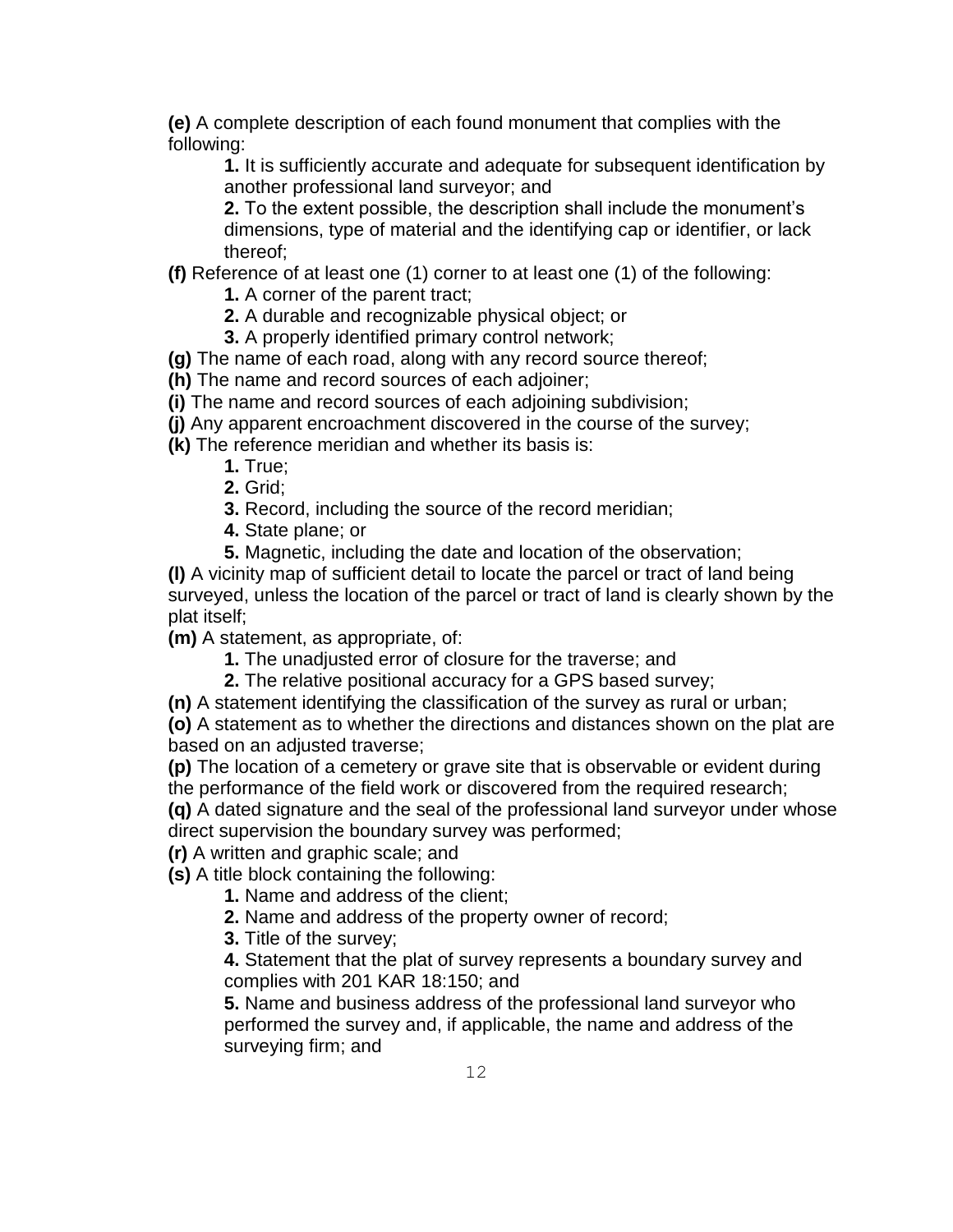**(e)** A complete description of each found monument that complies with the following:

> **1.** It is sufficiently accurate and adequate for subsequent identification by another professional land surveyor; and
>
> **2.** To the extent possible, the description shall include the monument's dimensions, type of material and the identifying cap or identifier, or lack thereof;

**(f)** Reference of at least one (1) corner to at least one (1) of the following:

> **1.** A corner of the parent tract;
>
> **2.** A durable and recognizable physical object; or
>
> **3.** A properly identified primary control network;

**(g)** The name of each road, along with any record source thereof;

**(h)** The name and record sources of each adjoiner;

**(i)** The name and record sources of each adjoining subdivision;

**(j)** Any apparent encroachment discovered in the course of the survey;

**(k)** The reference meridian and whether its basis is:

> **1.** True;
>
> **2.** Grid;
>
> **3.** Record, including the source of the record meridian;
>
> **4.** State plane; or
>
> **5.** Magnetic, including the date and location of the observation;

**(l)** A vicinity map of sufficient detail to locate the parcel or tract of land being surveyed, unless the location of the parcel or tract of land is clearly shown by the plat itself;

**(m)** A statement, as appropriate, of:

> **1.** The unadjusted error of closure for the traverse; and
>
> **2.** The relative positional accuracy for a GPS based survey;

**(n)** A statement identifying the classification of the survey as rural or urban;

**(o)** A statement as to whether the directions and distances shown on the plat are based on an adjusted traverse;

**(p)** The location of a cemetery or grave site that is observable or evident during the performance of the field work or discovered from the required research;

**(q)** A dated signature and the seal of the professional land surveyor under whose direct supervision the boundary survey was performed;

**(r)** A written and graphic scale; and

**(s)** A title block containing the following:

> **1.** Name and address of the client;
>
> **2.** Name and address of the property owner of record;
>
> **3.** Title of the survey;
>
> **4.** Statement that the plat of survey represents a boundary survey and complies with 201 KAR 18:150; and
>
> **5.** Name and business address of the professional land surveyor who performed the survey and, if applicable, the name and address of the surveying firm; and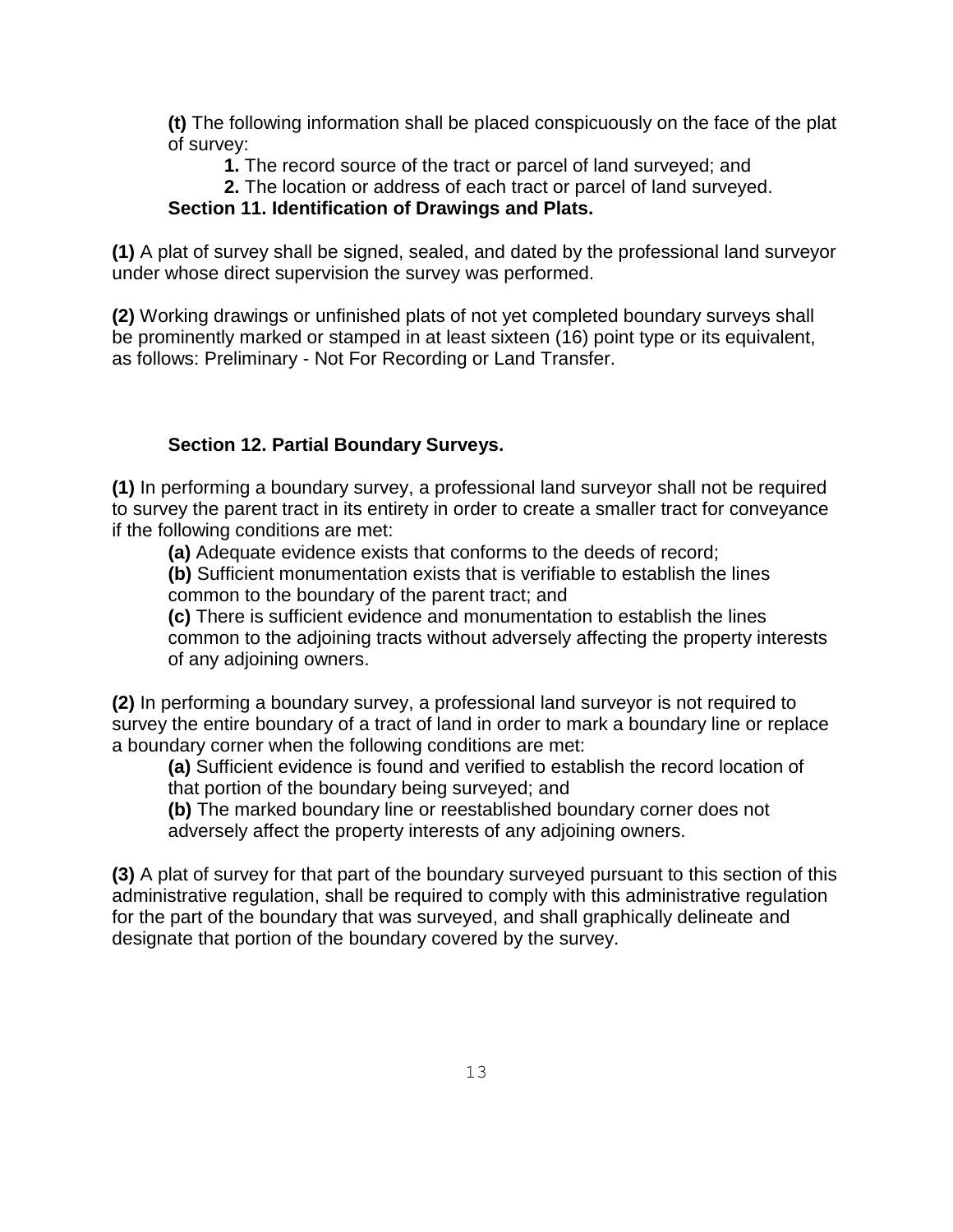**(t)** The following information shall be placed conspicuously on the face of the plat of survey:

**1.** The record source of the tract or parcel of land surveyed; and

**2.** The location or address of each tract or parcel of land surveyed.

### Section 11. Identification of Drawings and Plats.

**(1)** A plat of survey shall be signed, sealed, and dated by the professional land surveyor under whose direct supervision the survey was performed.

**(2)** Working drawings or unfinished plats of not yet completed boundary surveys shall be prominently marked or stamped in at least sixteen (16) point type or its equivalent, as follows: Preliminary - Not For Recording or Land Transfer.

### Section 12. Partial Boundary Surveys.

**(1)** In performing a boundary survey, a professional land surveyor shall not be required to survey the parent tract in its entirety in order to create a smaller tract for conveyance if the following conditions are met:

**(a)** Adequate evidence exists that conforms to the deeds of record;

**(b)** Sufficient monumentation exists that is verifiable to establish the lines common to the boundary of the parent tract; and

**(c)** There is sufficient evidence and monumentation to establish the lines common to the adjoining tracts without adversely affecting the property interests of any adjoining owners.

**(2)** In performing a boundary survey, a professional land surveyor is not required to survey the entire boundary of a tract of land in order to mark a boundary line or replace a boundary corner when the following conditions are met:

**(a)** Sufficient evidence is found and verified to establish the record location of that portion of the boundary being surveyed; and

**(b)** The marked boundary line or reestablished boundary corner does not adversely affect the property interests of any adjoining owners.

**(3)** A plat of survey for that part of the boundary surveyed pursuant to this section of this administrative regulation, shall be required to comply with this administrative regulation for the part of the boundary that was surveyed, and shall graphically delineate and designate that portion of the boundary covered by the survey.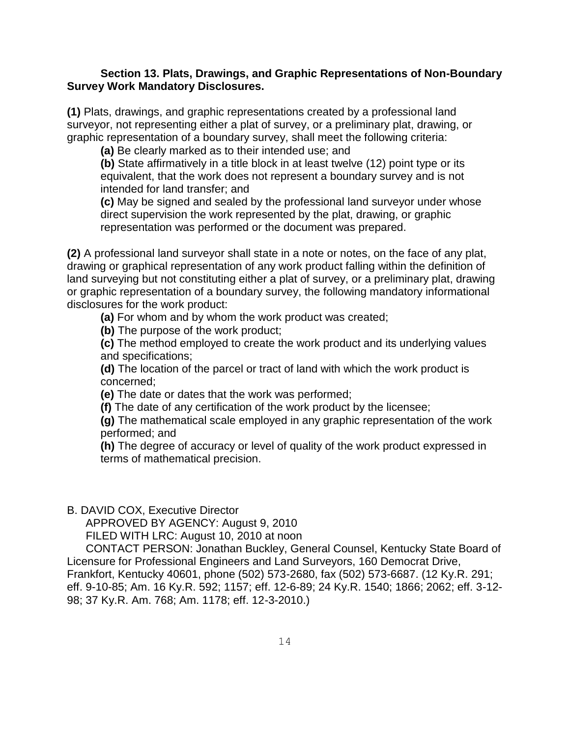**Section 13. Plats, Drawings, and Graphic Representations of Non-Boundary Survey Work Mandatory Disclosures.**

**(1)** Plats, drawings, and graphic representations created by a professional land surveyor, not representing either a plat of survey, or a preliminary plat, drawing, or graphic representation of a boundary survey, shall meet the following criteria:

**(a)** Be clearly marked as to their intended use; and

**(b)** State affirmatively in a title block in at least twelve (12) point type or its equivalent, that the work does not represent a boundary survey and is not intended for land transfer; and

**(c)** May be signed and sealed by the professional land surveyor under whose direct supervision the work represented by the plat, drawing, or graphic representation was performed or the document was prepared.

**(2)** A professional land surveyor shall state in a note or notes, on the face of any plat, drawing or graphical representation of any work product falling within the definition of land surveying but not constituting either a plat of survey, or a preliminary plat, drawing or graphic representation of a boundary survey, the following mandatory informational disclosures for the work product:

**(a)** For whom and by whom the work product was created;

**(b)** The purpose of the work product;

**(c)** The method employed to create the work product and its underlying values and specifications;

**(d)** The location of the parcel or tract of land with which the work product is concerned;

**(e)** The date or dates that the work was performed;

**(f)** The date of any certification of the work product by the licensee;

**(g)** The mathematical scale employed in any graphic representation of the work performed; and

**(h)** The degree of accuracy or level of quality of the work product expressed in terms of mathematical precision.

B. DAVID COX, Executive Director

APPROVED BY AGENCY: August 9, 2010

FILED WITH LRC: August 10, 2010 at noon

CONTACT PERSON: Jonathan Buckley, General Counsel, Kentucky State Board of Licensure for Professional Engineers and Land Surveyors, 160 Democrat Drive, Frankfort, Kentucky 40601, phone (502) 573-2680, fax (502) 573-6687. (12 Ky.R. 291; eff. 9-10-85; Am. 16 Ky.R. 592; 1157; eff. 12-6-89; 24 Ky.R. 1540; 1866; 2062; eff. 3-12-98; 37 Ky.R. Am. 768; Am. 1178; eff. 12-3-2010.)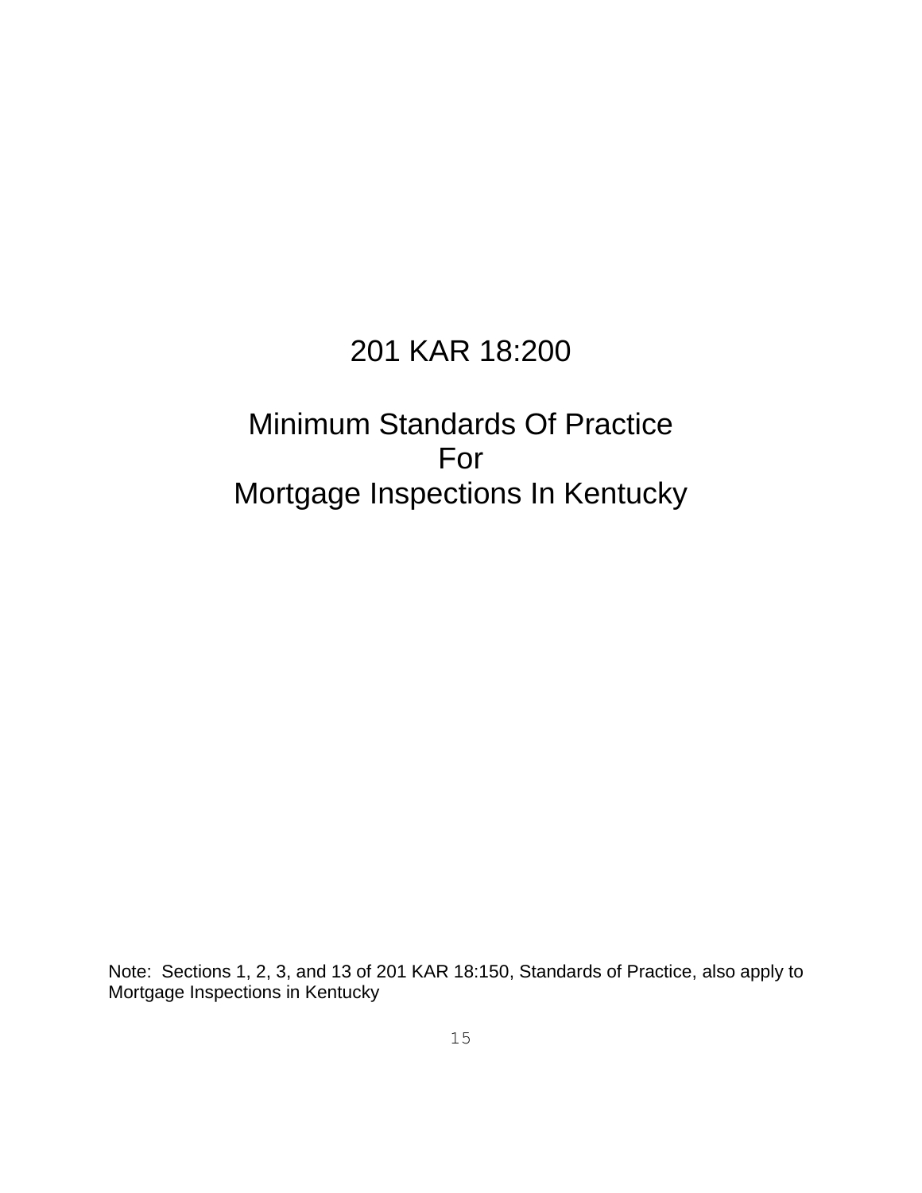# 201 KAR 18:200

## Minimum Standards Of Practice
## For
## Mortgage Inspections In Kentucky

Note: Sections 1, 2, 3, and 13 of 201 KAR 18:150, Standards of Practice, also apply to Mortgage Inspections in Kentucky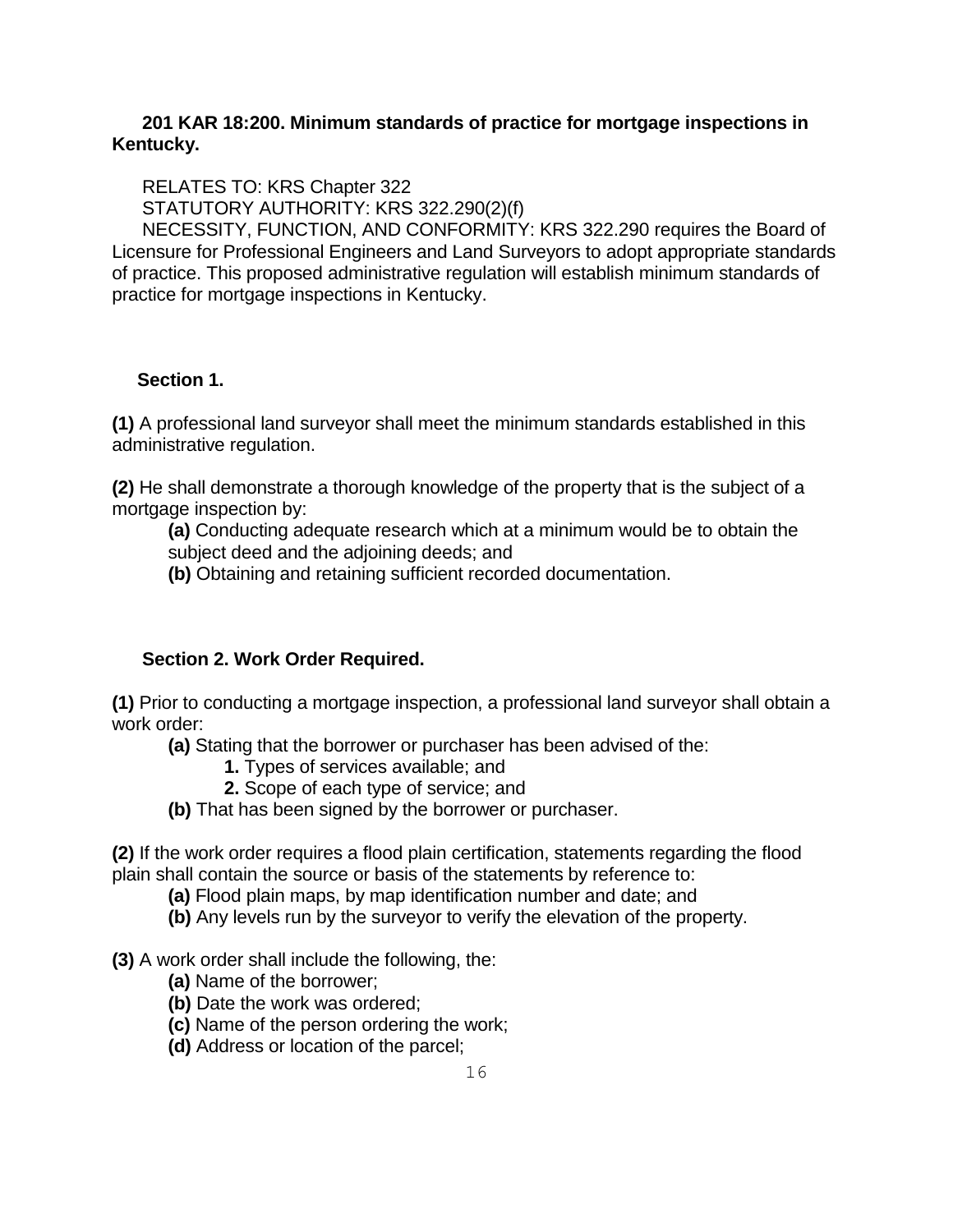**201 KAR 18:200. Minimum standards of practice for mortgage inspections in Kentucky.**

RELATES TO: KRS Chapter 322

STATUTORY AUTHORITY: KRS 322.290(2)(f)

NECESSITY, FUNCTION, AND CONFORMITY: KRS 322.290 requires the Board of Licensure for Professional Engineers and Land Surveyors to adopt appropriate standards of practice. This proposed administrative regulation will establish minimum standards of practice for mortgage inspections in Kentucky.

**Section 1.**

**(1)** A professional land surveyor shall meet the minimum standards established in this administrative regulation.

**(2)** He shall demonstrate a thorough knowledge of the property that is the subject of a mortgage inspection by:

- **(a)** Conducting adequate research which at a minimum would be to obtain the subject deed and the adjoining deeds; and
- **(b)** Obtaining and retaining sufficient recorded documentation.

**Section 2. Work Order Required.**

**(1)** Prior to conducting a mortgage inspection, a professional land surveyor shall obtain a work order:

- **(a)** Stating that the borrower or purchaser has been advised of the:
  - **1.** Types of services available; and
  - **2.** Scope of each type of service; and
- **(b)** That has been signed by the borrower or purchaser.

**(2)** If the work order requires a flood plain certification, statements regarding the flood plain shall contain the source or basis of the statements by reference to:

- **(a)** Flood plain maps, by map identification number and date; and
- **(b)** Any levels run by the surveyor to verify the elevation of the property.

**(3)** A work order shall include the following, the:

- **(a)** Name of the borrower;
- **(b)** Date the work was ordered;
- **(c)** Name of the person ordering the work;
- **(d)** Address or location of the parcel;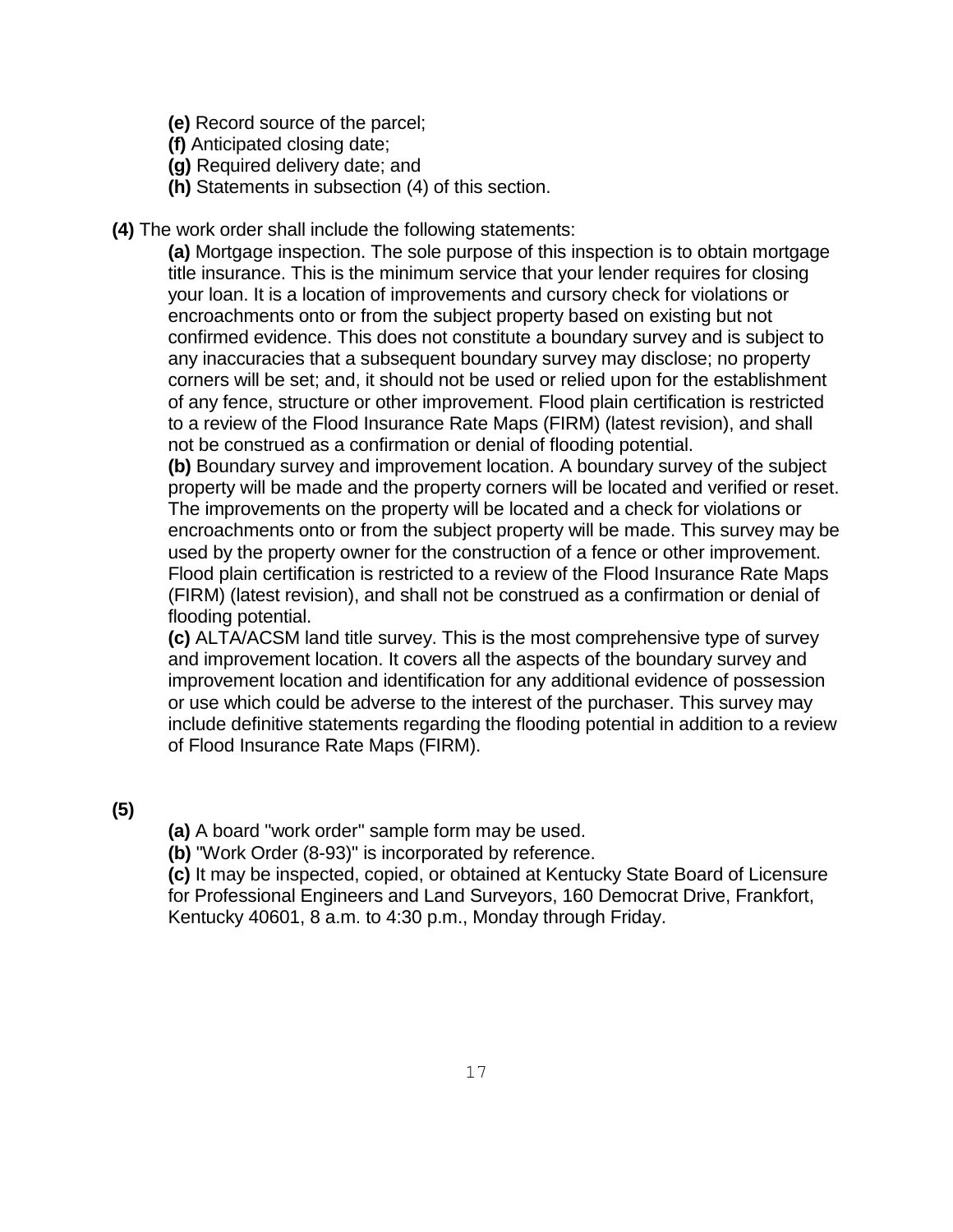**(e)** Record source of the parcel;
**(f)** Anticipated closing date;
**(g)** Required delivery date; and
**(h)** Statements in subsection (4) of this section.

**(4)** The work order shall include the following statements:

**(a)** Mortgage inspection. The sole purpose of this inspection is to obtain mortgage title insurance. This is the minimum service that your lender requires for closing your loan. It is a location of improvements and cursory check for violations or encroachments onto or from the subject property based on existing but not confirmed evidence. This does not constitute a boundary survey and is subject to any inaccuracies that a subsequent boundary survey may disclose; no property corners will be set; and, it should not be used or relied upon for the establishment of any fence, structure or other improvement. Flood plain certification is restricted to a review of the Flood Insurance Rate Maps (FIRM) (latest revision), and shall not be construed as a confirmation or denial of flooding potential.
**(b)** Boundary survey and improvement location. A boundary survey of the subject property will be made and the property corners will be located and verified or reset. The improvements on the property will be located and a check for violations or encroachments onto or from the subject property will be made. This survey may be used by the property owner for the construction of a fence or other improvement. Flood plain certification is restricted to a review of the Flood Insurance Rate Maps (FIRM) (latest revision), and shall not be construed as a confirmation or denial of flooding potential.
**(c)** ALTA/ACSM land title survey. This is the most comprehensive type of survey and improvement location. It covers all the aspects of the boundary survey and improvement location and identification for any additional evidence of possession or use which could be adverse to the interest of the purchaser. This survey may include definitive statements regarding the flooding potential in addition to a review of Flood Insurance Rate Maps (FIRM).

**(5)**

**(a)** A board "work order" sample form may be used.
**(b)** "Work Order (8-93)" is incorporated by reference.
**(c)** It may be inspected, copied, or obtained at Kentucky State Board of Licensure for Professional Engineers and Land Surveyors, 160 Democrat Drive, Frankfort, Kentucky 40601, 8 a.m. to 4:30 p.m., Monday through Friday.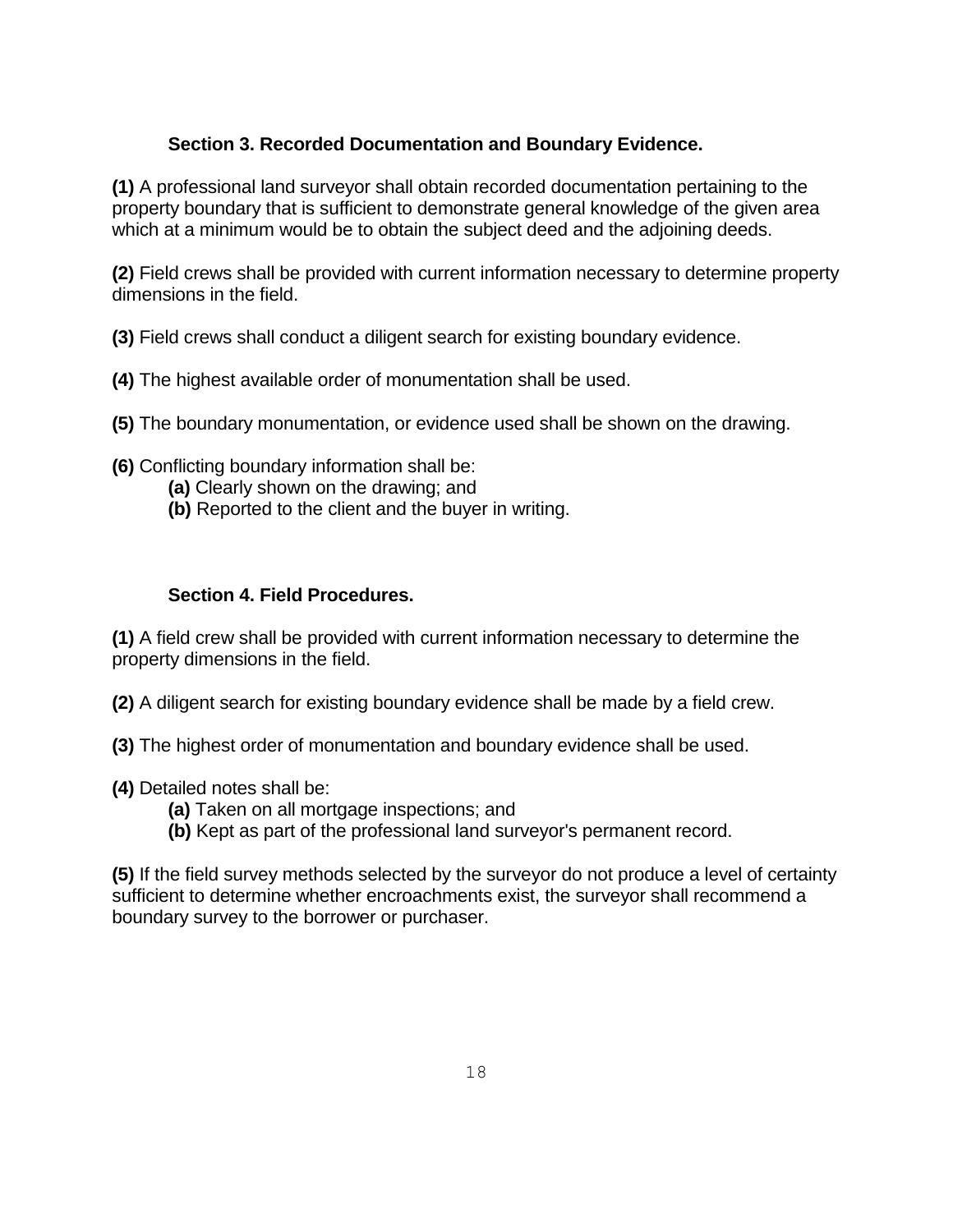### Section 3. Recorded Documentation and Boundary Evidence.

**(1)** A professional land surveyor shall obtain recorded documentation pertaining to the property boundary that is sufficient to demonstrate general knowledge of the given area which at a minimum would be to obtain the subject deed and the adjoining deeds.

**(2)** Field crews shall be provided with current information necessary to determine property dimensions in the field.

**(3)** Field crews shall conduct a diligent search for existing boundary evidence.

**(4)** The highest available order of monumentation shall be used.

**(5)** The boundary monumentation, or evidence used shall be shown on the drawing.

**(6)** Conflicting boundary information shall be:

- **(a)** Clearly shown on the drawing; and
- **(b)** Reported to the client and the buyer in writing.

### Section 4. Field Procedures.

**(1)** A field crew shall be provided with current information necessary to determine the property dimensions in the field.

**(2)** A diligent search for existing boundary evidence shall be made by a field crew.

**(3)** The highest order of monumentation and boundary evidence shall be used.

**(4)** Detailed notes shall be:

- **(a)** Taken on all mortgage inspections; and
- **(b)** Kept as part of the professional land surveyor's permanent record.

**(5)** If the field survey methods selected by the surveyor do not produce a level of certainty sufficient to determine whether encroachments exist, the surveyor shall recommend a boundary survey to the borrower or purchaser.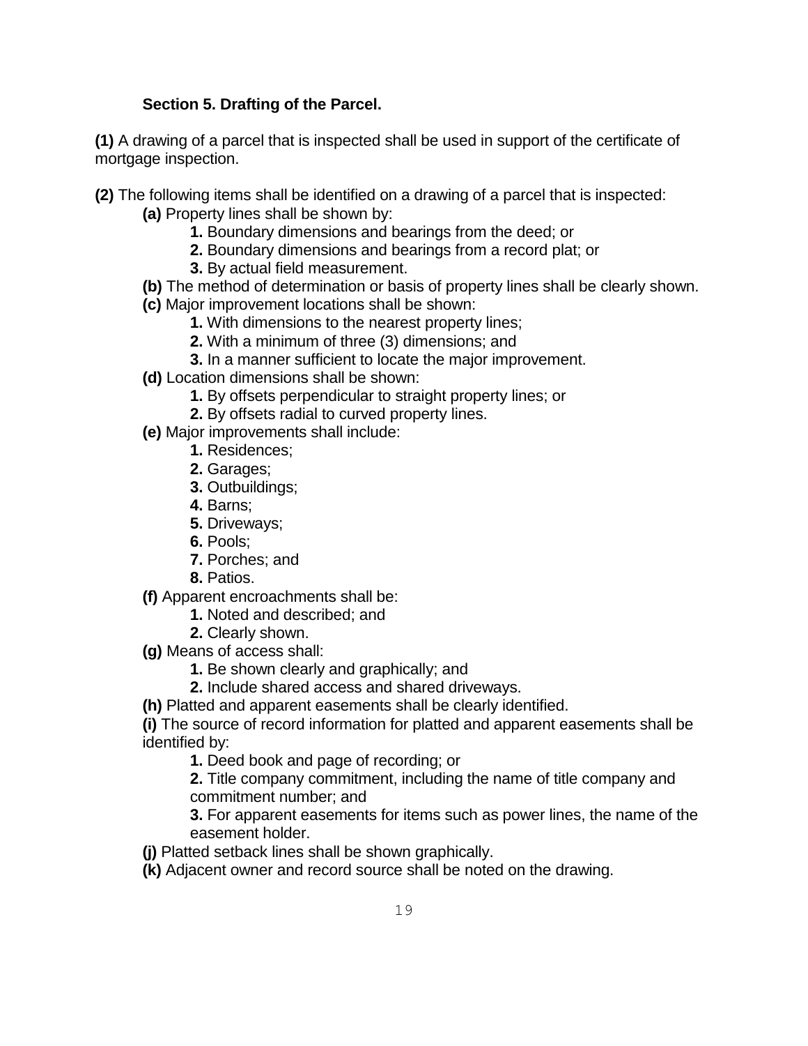### Section 5. Drafting of the Parcel.

**(1)** A drawing of a parcel that is inspected shall be used in support of the certificate of mortgage inspection.

**(2)** The following items shall be identified on a drawing of a parcel that is inspected:

- **(a)** Property lines shall be shown by:
  - **1.** Boundary dimensions and bearings from the deed; or
  - **2.** Boundary dimensions and bearings from a record plat; or
  - **3.** By actual field measurement.
- **(b)** The method of determination or basis of property lines shall be clearly shown.
- **(c)** Major improvement locations shall be shown:
  - **1.** With dimensions to the nearest property lines;
  - **2.** With a minimum of three (3) dimensions; and
  - **3.** In a manner sufficient to locate the major improvement.
- **(d)** Location dimensions shall be shown:
  - **1.** By offsets perpendicular to straight property lines; or
  - **2.** By offsets radial to curved property lines.
- **(e)** Major improvements shall include:
  - **1.** Residences;
  - **2.** Garages;
  - **3.** Outbuildings;
  - **4.** Barns;
  - **5.** Driveways;
  - **6.** Pools;
  - **7.** Porches; and
  - **8.** Patios.
- **(f)** Apparent encroachments shall be:
  - **1.** Noted and described; and
  - **2.** Clearly shown.
- **(g)** Means of access shall:
  - **1.** Be shown clearly and graphically; and
  - **2.** Include shared access and shared driveways.
- **(h)** Platted and apparent easements shall be clearly identified.
- **(i)** The source of record information for platted and apparent easements shall be identified by:
  - **1.** Deed book and page of recording; or
  - **2.** Title company commitment, including the name of title company and commitment number; and
  - **3.** For apparent easements for items such as power lines, the name of the easement holder.
- **(j)** Platted setback lines shall be shown graphically.
- **(k)** Adjacent owner and record source shall be noted on the drawing.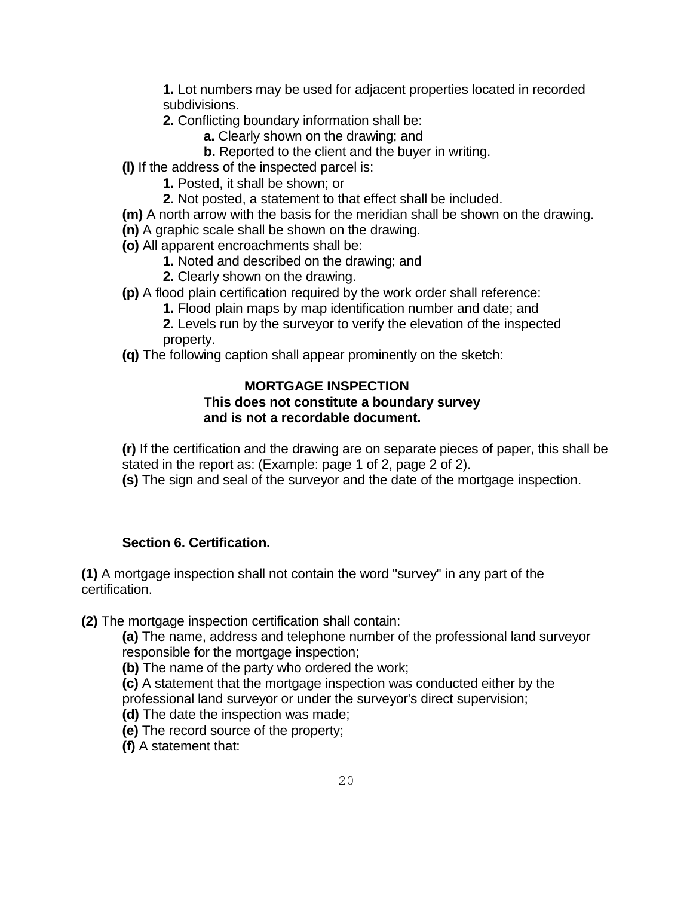**1.** Lot numbers may be used for adjacent properties located in recorded subdivisions.

**2.** Conflicting boundary information shall be:

**a.** Clearly shown on the drawing; and

**b.** Reported to the client and the buyer in writing.

**(l)** If the address of the inspected parcel is:

**1.** Posted, it shall be shown; or

**2.** Not posted, a statement to that effect shall be included.

**(m)** A north arrow with the basis for the meridian shall be shown on the drawing.

**(n)** A graphic scale shall be shown on the drawing.

**(o)** All apparent encroachments shall be:

**1.** Noted and described on the drawing; and

**2.** Clearly shown on the drawing.

**(p)** A flood plain certification required by the work order shall reference:

**1.** Flood plain maps by map identification number and date; and

**2.** Levels run by the surveyor to verify the elevation of the inspected property.

**(q)** The following caption shall appear prominently on the sketch:

**MORTGAGE INSPECTION**
**This does not constitute a boundary survey and is not a recordable document.**

**(r)** If the certification and the drawing are on separate pieces of paper, this shall be stated in the report as: (Example: page 1 of 2, page 2 of 2).

**(s)** The sign and seal of the surveyor and the date of the mortgage inspection.

**Section 6. Certification.**

**(1)** A mortgage inspection shall not contain the word "survey" in any part of the certification.

**(2)** The mortgage inspection certification shall contain:

**(a)** The name, address and telephone number of the professional land surveyor responsible for the mortgage inspection;

**(b)** The name of the party who ordered the work;

**(c)** A statement that the mortgage inspection was conducted either by the professional land surveyor or under the surveyor's direct supervision;

**(d)** The date the inspection was made;

**(e)** The record source of the property;

**(f)** A statement that: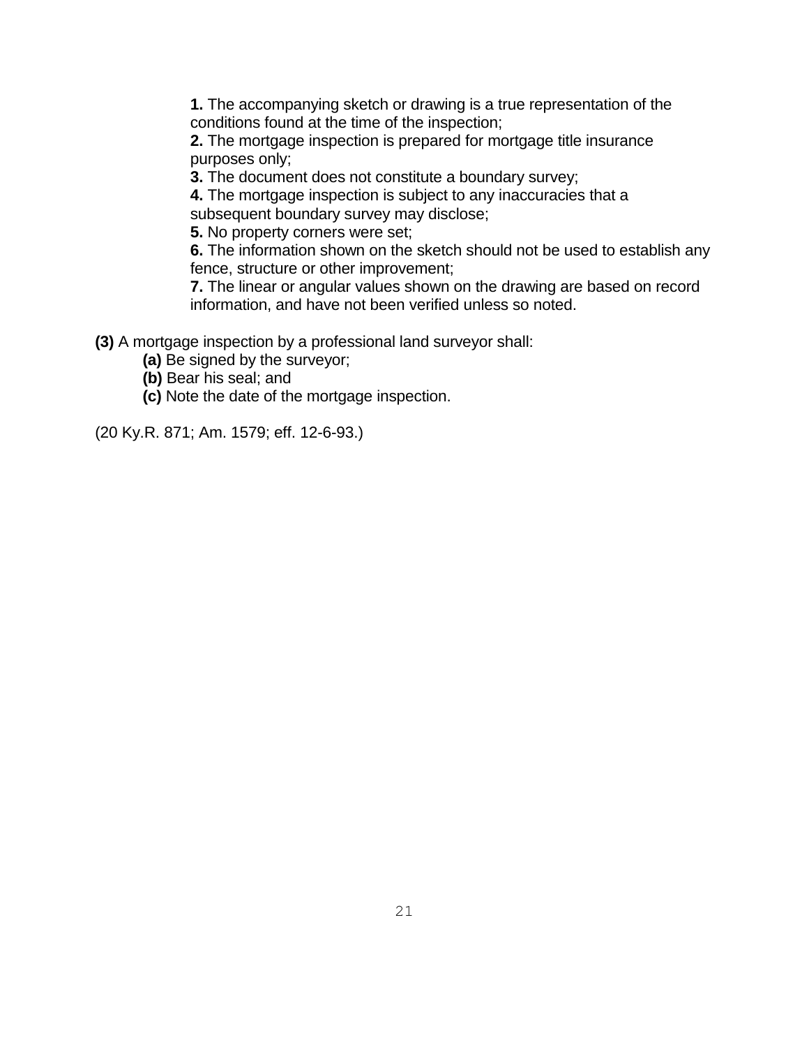**1.** The accompanying sketch or drawing is a true representation of the conditions found at the time of the inspection;
**2.** The mortgage inspection is prepared for mortgage title insurance purposes only;
**3.** The document does not constitute a boundary survey;
**4.** The mortgage inspection is subject to any inaccuracies that a subsequent boundary survey may disclose;
**5.** No property corners were set;
**6.** The information shown on the sketch should not be used to establish any fence, structure or other improvement;
**7.** The linear or angular values shown on the drawing are based on record information, and have not been verified unless so noted.

**(3)** A mortgage inspection by a professional land surveyor shall:
**(a)** Be signed by the surveyor;
**(b)** Bear his seal; and
**(c)** Note the date of the mortgage inspection.

(20 Ky.R. 871; Am. 1579; eff. 12-6-93.)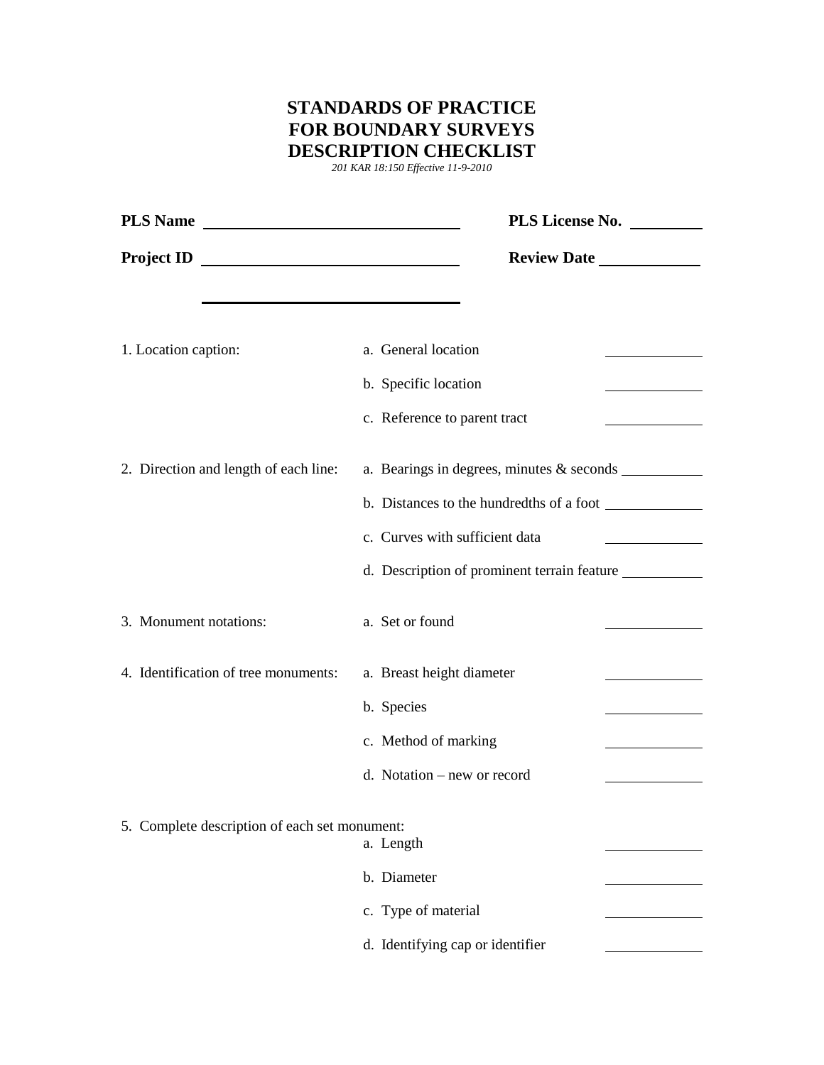# STANDARDS OF PRACTICE
# FOR BOUNDARY SURVEYS
# DESCRIPTION CHECKLIST

*201 KAR 18:150 Effective 11-9-2010*

**PLS Name** ______________________________ **PLS License No.** ________

**Project ID** ______________________________ **Review Date** ____________

______________________________

| | | |
|---|---|---|
| 1. Location caption: | a. General location | ________ |
| | b. Specific location | ________ |
| | c. Reference to parent tract | ________ |
| 2. Direction and length of each line: | a. Bearings in degrees, minutes & seconds | ________ |
| | b. Distances to the hundredths of a foot | ________ |
| | c. Curves with sufficient data | ________ |
| | d. Description of prominent terrain feature | ________ |
| 3. Monument notations: | a. Set or found | ________ |
| 4. Identification of tree monuments: | a. Breast height diameter | ________ |
| | b. Species | ________ |
| | c. Method of marking | ________ |
| | d. Notation – new or record | ________ |
| 5. Complete description of each set monument: | a. Length | ________ |
| | b. Diameter | ________ |
| | c. Type of material | ________ |
| | d. Identifying cap or identifier | ________ |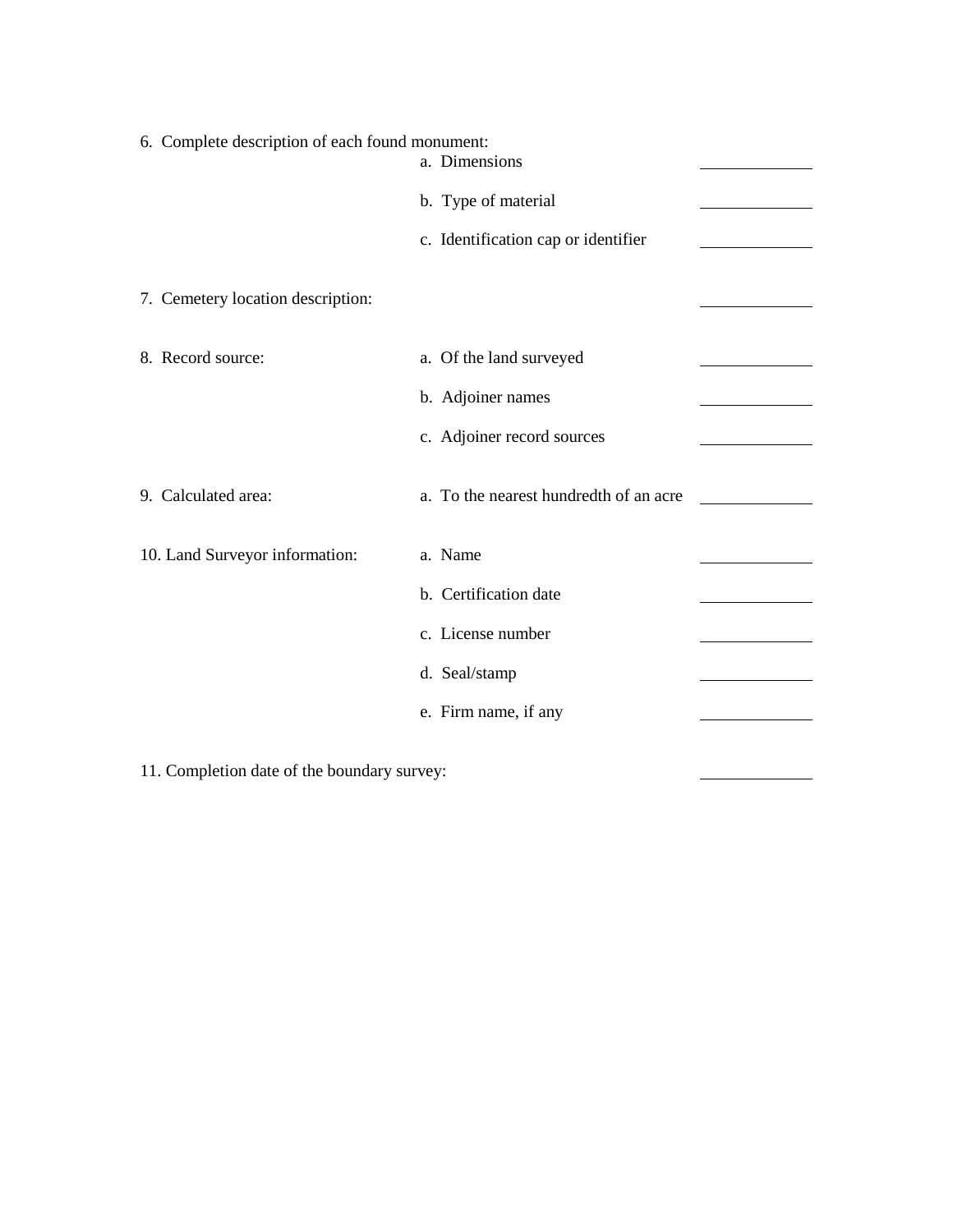| Item | Sub-item | |
|---|---|---|
| 6. Complete description of each found monument: | a. Dimensions | ______ |
| | b. Type of material | ______ |
| | c. Identification cap or identifier | ______ |
| 7. Cemetery location description: | | ______ |
| 8. Record source: | a. Of the land surveyed | ______ |
| | b. Adjoiner names | ______ |
| | c. Adjoiner record sources | ______ |
| 9. Calculated area: | a. To the nearest hundredth of an acre | ______ |
| 10. Land Surveyor information: | a. Name | ______ |
| | b. Certification date | ______ |
| | c. License number | ______ |
| | d. Seal/stamp | ______ |
| | e. Firm name, if any | ______ |
| 11. Completion date of the boundary survey: | | ______ |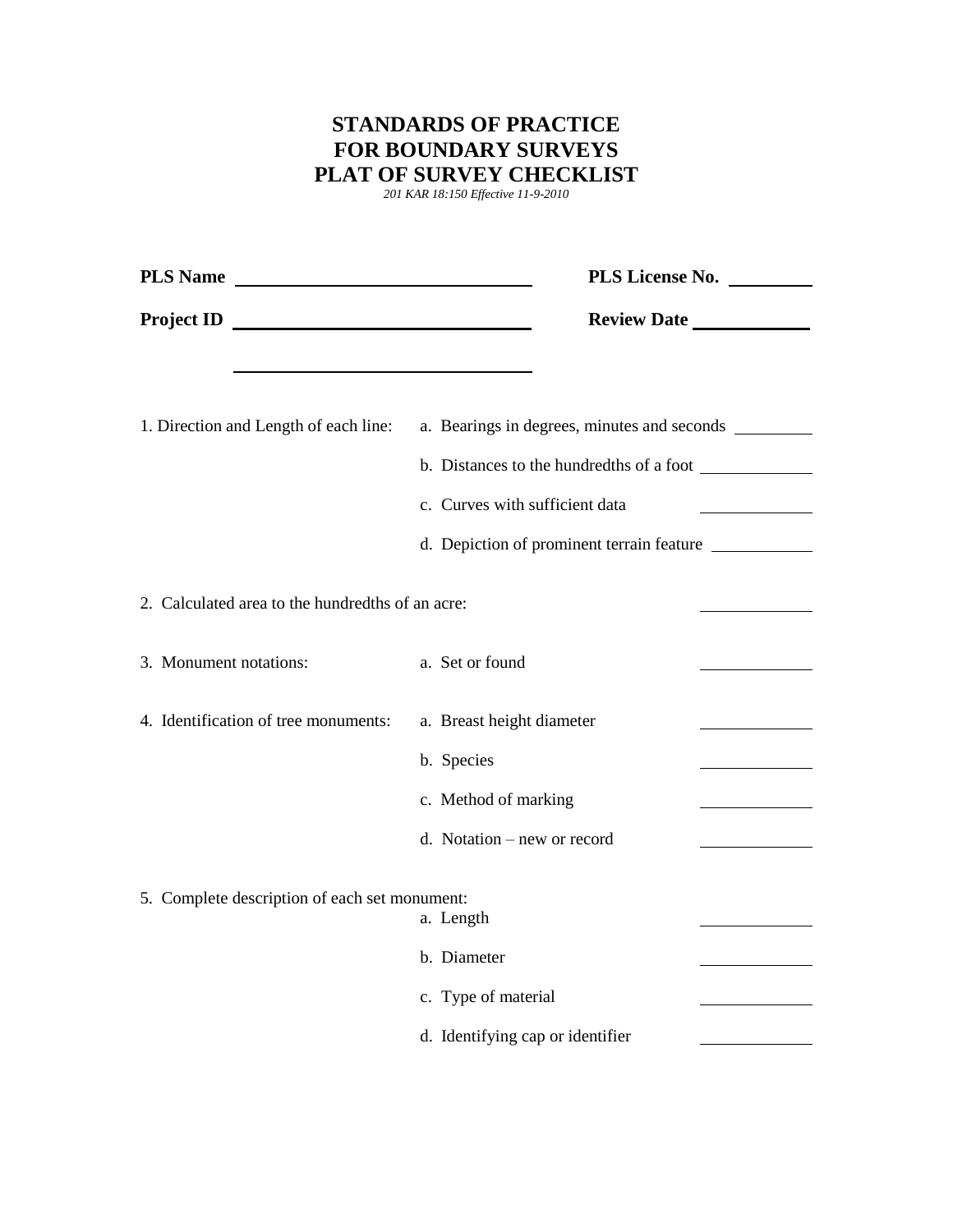# STANDARDS OF PRACTICE
# FOR BOUNDARY SURVEYS
# PLAT OF SURVEY CHECKLIST

*201 KAR 18:150 Effective 11-9-2010*

**PLS Name** ______________________________ **PLS License No.** ________

**Project ID** ______________________________ **Review Date** ___________

______________________________

1. Direction and Length of each line:
   - a. Bearings in degrees, minutes and seconds ________
   - b. Distances to the hundredths of a foot ________
   - c. Curves with sufficient data ________
   - d. Depiction of prominent terrain feature ________

2. Calculated area to the hundredths of an acre: ________

3. Monument notations:
   - a. Set or found ________

4. Identification of tree monuments:
   - a. Breast height diameter ________
   - b. Species ________
   - c. Method of marking ________
   - d. Notation – new or record ________

5. Complete description of each set monument:
   - a. Length ________
   - b. Diameter ________
   - c. Type of material ________
   - d. Identifying cap or identifier ________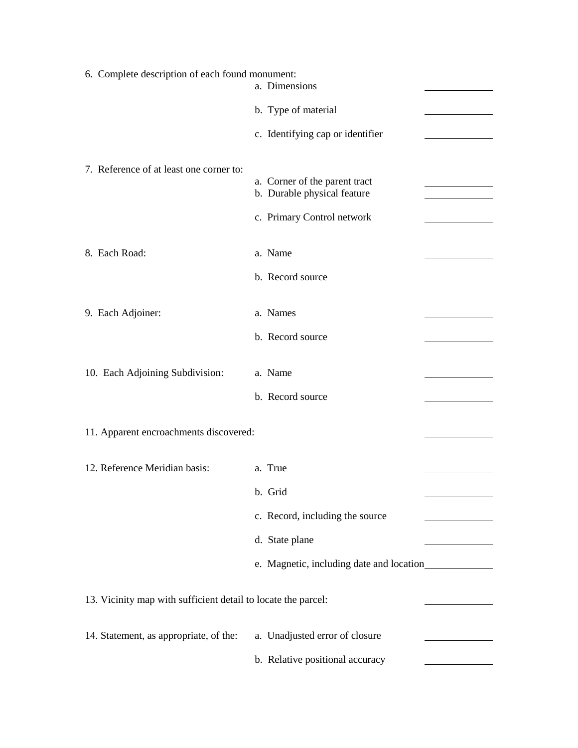6. Complete description of each found monument:

| | | |
|---|---|---|
| | a. Dimensions | ________ |
| | b. Type of material | ________ |
| | c. Identifying cap or identifier | ________ |

7. Reference of at least one corner to:

| | | |
|---|---|---|
| | a. Corner of the parent tract | ________ |
| | b. Durable physical feature | ________ |
| | c. Primary Control network | ________ |

| | | |
|---|---|---|
| 8. Each Road: | a. Name | ________ |
| | b. Record source | ________ |
| 9. Each Adjoiner: | a. Names | ________ |
| | b. Record source | ________ |
| 10. Each Adjoining Subdivision: | a. Name | ________ |
| | b. Record source | ________ |

11. Apparent encroachments discovered: ________

| | | |
|---|---|---|
| 12. Reference Meridian basis: | a. True | ________ |
| | b. Grid | ________ |
| | c. Record, including the source | ________ |
| | d. State plane | ________ |
| | e. Magnetic, including date and location | ________ |

13. Vicinity map with sufficient detail to locate the parcel: ________

| | | |
|---|---|---|
| 14. Statement, as appropriate, of the: | a. Unadjusted error of closure | ________ |
| | b. Relative positional accuracy | ________ |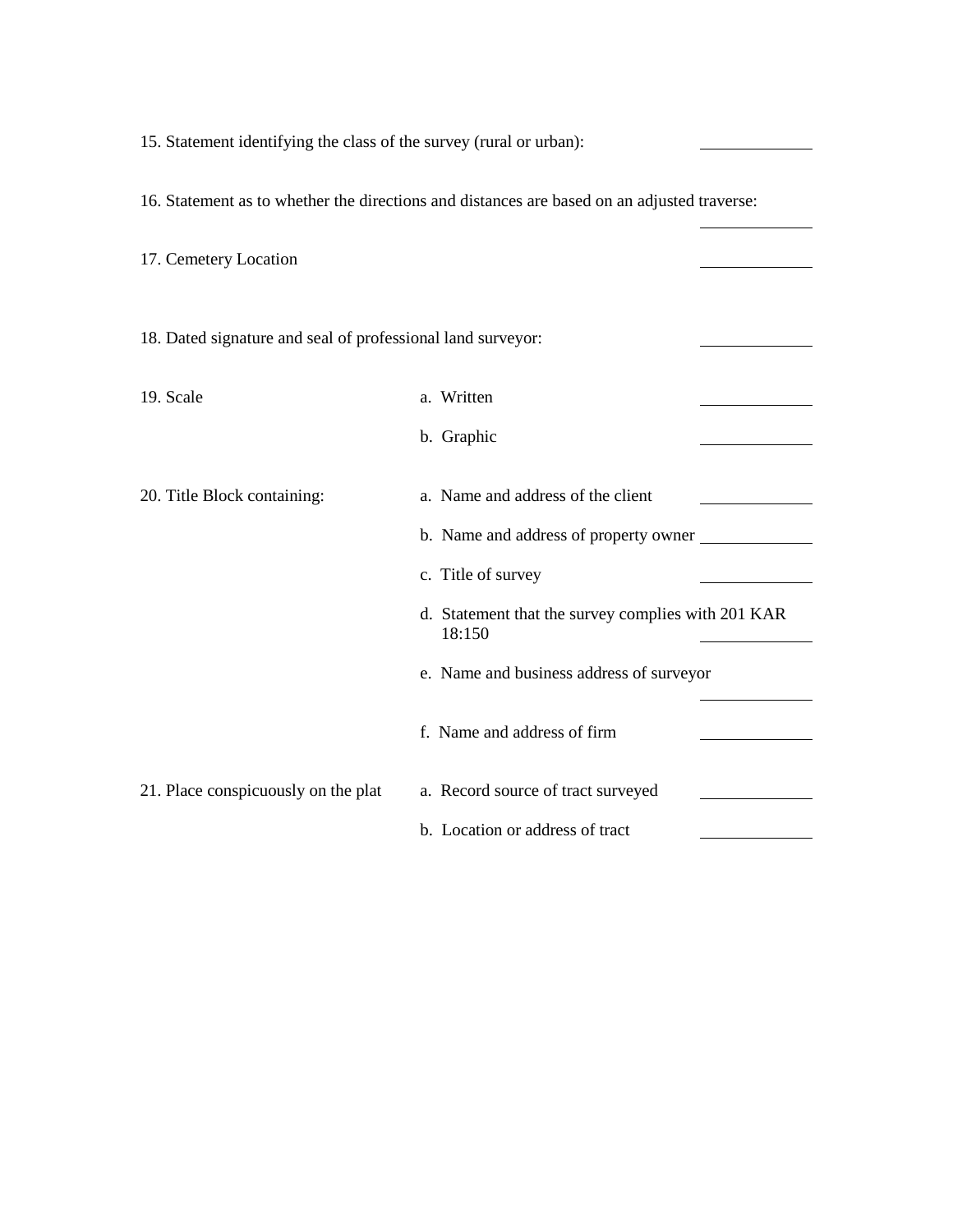15. Statement identifying the class of the survey (rural or urban): \_\_\_\_\_\_\_\_\_\_\_\_

16. Statement as to whether the directions and distances are based on an adjusted traverse: \_\_\_\_\_\_\_\_\_\_\_\_

17. Cemetery Location \_\_\_\_\_\_\_\_\_\_\_\_

18. Dated signature and seal of professional land surveyor: \_\_\_\_\_\_\_\_\_\_\_\_

| | | |
|---|---|---|
| 19. Scale | a. Written | \_\_\_\_\_\_\_\_\_\_\_\_ |
| | b. Graphic | \_\_\_\_\_\_\_\_\_\_\_\_ |
| 20. Title Block containing: | a. Name and address of the client | \_\_\_\_\_\_\_\_\_\_\_\_ |
| | b. Name and address of property owner | \_\_\_\_\_\_\_\_\_\_\_\_ |
| | c. Title of survey | \_\_\_\_\_\_\_\_\_\_\_\_ |
| | d. Statement that the survey complies with 201 KAR 18:150 | \_\_\_\_\_\_\_\_\_\_\_\_ |
| | e. Name and business address of surveyor | \_\_\_\_\_\_\_\_\_\_\_\_ |
| | f. Name and address of firm | \_\_\_\_\_\_\_\_\_\_\_\_ |
| 21. Place conspicuously on the plat | a. Record source of tract surveyed | \_\_\_\_\_\_\_\_\_\_\_\_ |
| | b. Location or address of tract | \_\_\_\_\_\_\_\_\_\_\_\_ |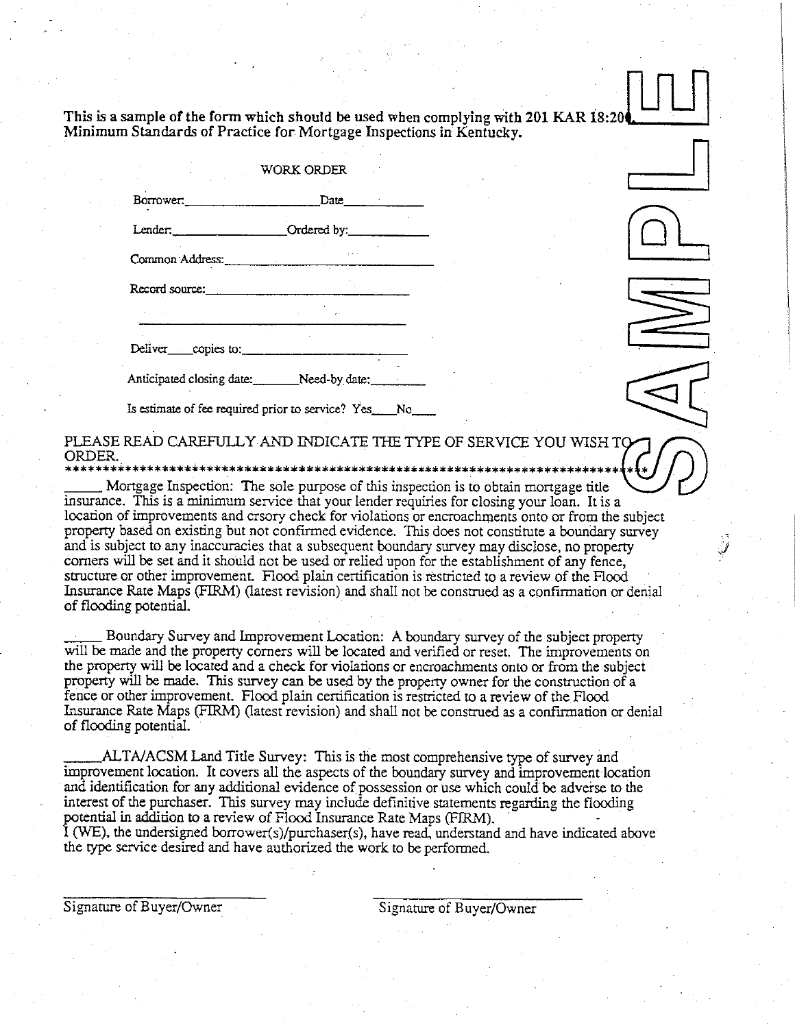This is a sample of the form which should be used when complying with 201 KAR 18:200, Minimum Standards of Practice for Mortgage Inspections in Kentucky.

SAMPLE

WORK ORDER

Borrower:____________________ Date____________

Lender:_________________ Ordered by:____________

Common Address:_________________________________

Record source:_________________________________

_______________________________________________

Deliver____copies to:___________________________

Anticipated closing date:_______ Need-by date:_________

Is estimate of fee required prior to service? Yes____ No____

PLEASE READ CAREFULLY AND INDICATE THE TYPE OF SERVICE YOU WISH TO ORDER.

******************************************************************************

_____ Mortgage Inspection: The sole purpose of this inspection is to obtain mortgage title insurance. This is a minimum service that your lender requiries for closing your loan. It is a location of improvements and crsory check for violations or encroachments onto or from the subject property based on existing but not confirmed evidence. This does not constitute a boundary survey and is subject to any inaccuracies that a subsequent boundary survey may disclose, no property corners will be set and it should not be used or relied upon for the establishment of any fence, structure or other improvement. Flood plain certification is restricted to a review of the Flood Insurance Rate Maps (FIRM) (latest revision) and shall not be construed as a confirmation or denial of flooding potential.

_____ Boundary Survey and Improvement Location: A boundary survey of the subject property will be made and the property corners will be located and verified or reset. The improvements on the property will be located and a check for violations or encroachments onto or from the subject property will be made. This survey can be used by the property owner for the construction of a fence or other improvement. Flood plain certification is restricted to a review of the Flood Insurance Rate Maps (FIRM) (latest revision) and shall not be construed as a confirmation or denial of flooding potential.

_____ALTA/ACSM Land Title Survey: This is the most comprehensive type of survey and improvement location. It covers all the aspects of the boundary survey and improvement location and identification for any additional evidence of possession or use which could be adverse to the interest of the purchaser. This survey may include definitive statements regarding the flooding potential in addition to a review of Flood Insurance Rate Maps (FIRM).

I (WE), the undersigned borrower(s)/purchaser(s), have read, understand and have indicated above the type service desired and have authorized the work to be performed.

_____________________________ _____________________________

Signature of Buyer/Owner Signature of Buyer/Owner